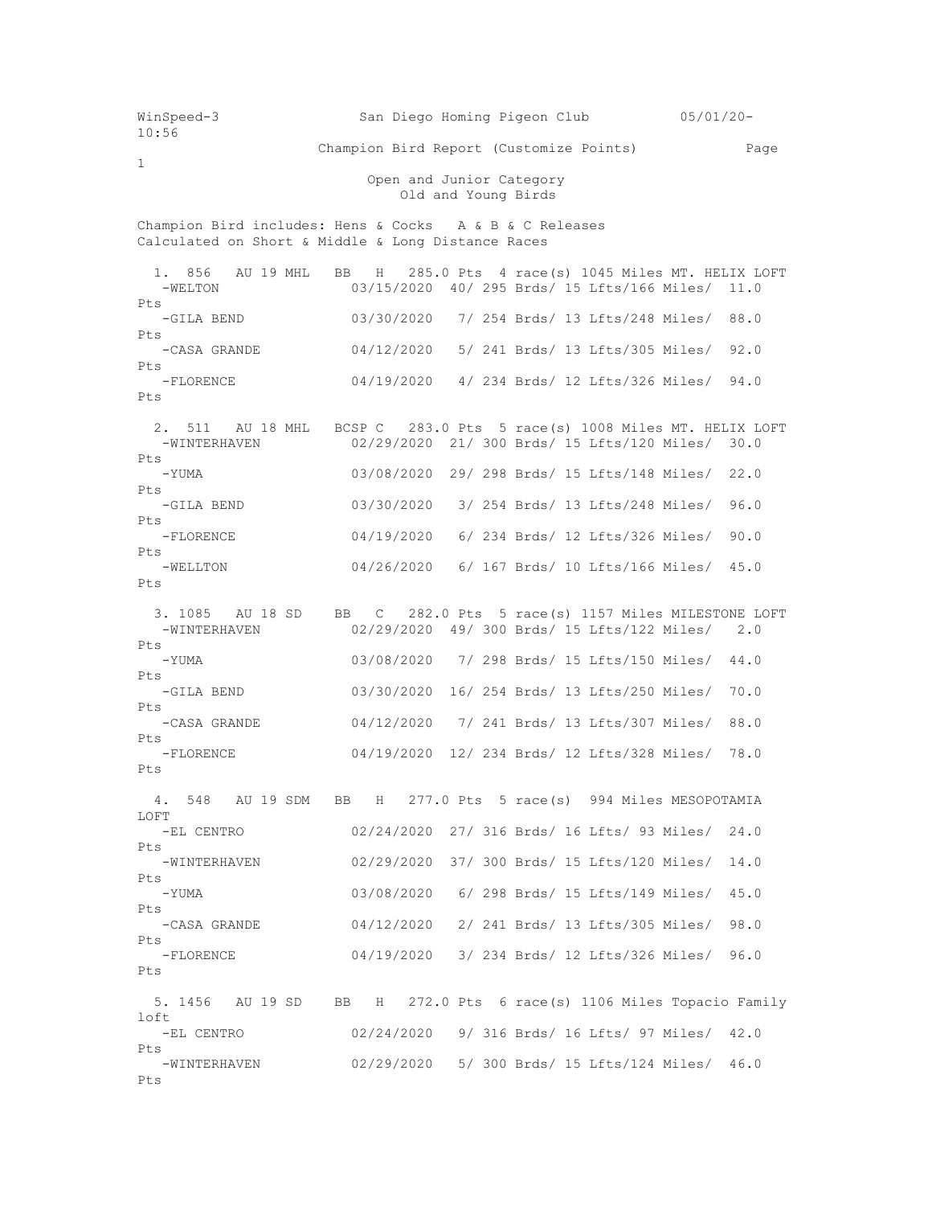WinSpeed-3 San Diego Homing Pigeon Club 05/01/20-10:56

Champion Bird Report (Customize Points)

Open and Junior Category
Old and Young Birds

Champion Bird includes: Hens & Cocks A & B & C Releases
Calculated on Short & Middle & Long Distance Races

```
  1. 856   AU 19 MHL   BB   H   285.0 Pts  4 race(s) 1045 Miles MT. HELIX LOFT
   -WELTON              03/15/2020  40/ 295 Brds/ 15 Lfts/166 Miles/  11.0 Pts
   -GILA BEND           03/30/2020   7/ 254 Brds/ 13 Lfts/248 Miles/  88.0 Pts
   -CASA GRANDE         04/12/2020   5/ 241 Brds/ 13 Lfts/305 Miles/  92.0 Pts
   -FLORENCE            04/19/2020   4/ 234 Brds/ 12 Lfts/326 Miles/  94.0 Pts

  2. 511   AU 18 MHL   BCSP C   283.0 Pts  5 race(s) 1008 Miles MT. HELIX LOFT
   -WINTERHAVEN         02/29/2020  21/ 300 Brds/ 15 Lfts/120 Miles/  30.0 Pts
   -YUMA                03/08/2020  29/ 298 Brds/ 15 Lfts/148 Miles/  22.0 Pts
   -GILA BEND           03/30/2020   3/ 254 Brds/ 13 Lfts/248 Miles/  96.0 Pts
   -FLORENCE            04/19/2020   6/ 234 Brds/ 12 Lfts/326 Miles/  90.0 Pts
   -WELLTON             04/26/2020   6/ 167 Brds/ 10 Lfts/166 Miles/  45.0 Pts

  3. 1085  AU 18 SD    BB   C   282.0 Pts  5 race(s) 1157 Miles MILESTONE LOFT
   -WINTERHAVEN         02/29/2020  49/ 300 Brds/ 15 Lfts/122 Miles/   2.0 Pts
   -YUMA                03/08/2020   7/ 298 Brds/ 15 Lfts/150 Miles/  44.0 Pts
   -GILA BEND           03/30/2020  16/ 254 Brds/ 13 Lfts/250 Miles/  70.0 Pts
   -CASA GRANDE         04/12/2020   7/ 241 Brds/ 13 Lfts/307 Miles/  88.0 Pts
   -FLORENCE            04/19/2020  12/ 234 Brds/ 12 Lfts/328 Miles/  78.0 Pts

  4. 548   AU 19 SDM   BB   H   277.0 Pts  5 race(s)  994 Miles MESOPOTAMIA LOFT
   -EL CENTRO           02/24/2020  27/ 316 Brds/ 16 Lfts/ 93 Miles/  24.0 Pts
   -WINTERHAVEN         02/29/2020  37/ 300 Brds/ 15 Lfts/120 Miles/  14.0 Pts
   -YUMA                03/08/2020   6/ 298 Brds/ 15 Lfts/149 Miles/  45.0 Pts
   -CASA GRANDE         04/12/2020   2/ 241 Brds/ 13 Lfts/305 Miles/  98.0 Pts
   -FLORENCE            04/19/2020   3/ 234 Brds/ 12 Lfts/326 Miles/  96.0 Pts

  5. 1456  AU 19 SD    BB   H   272.0 Pts  6 race(s) 1106 Miles Topacio Family loft
   -EL CENTRO           02/24/2020   9/ 316 Brds/ 16 Lfts/ 97 Miles/  42.0 Pts
   -WINTERHAVEN         02/29/2020   5/ 300 Brds/ 15 Lfts/124 Miles/  46.0 Pts
```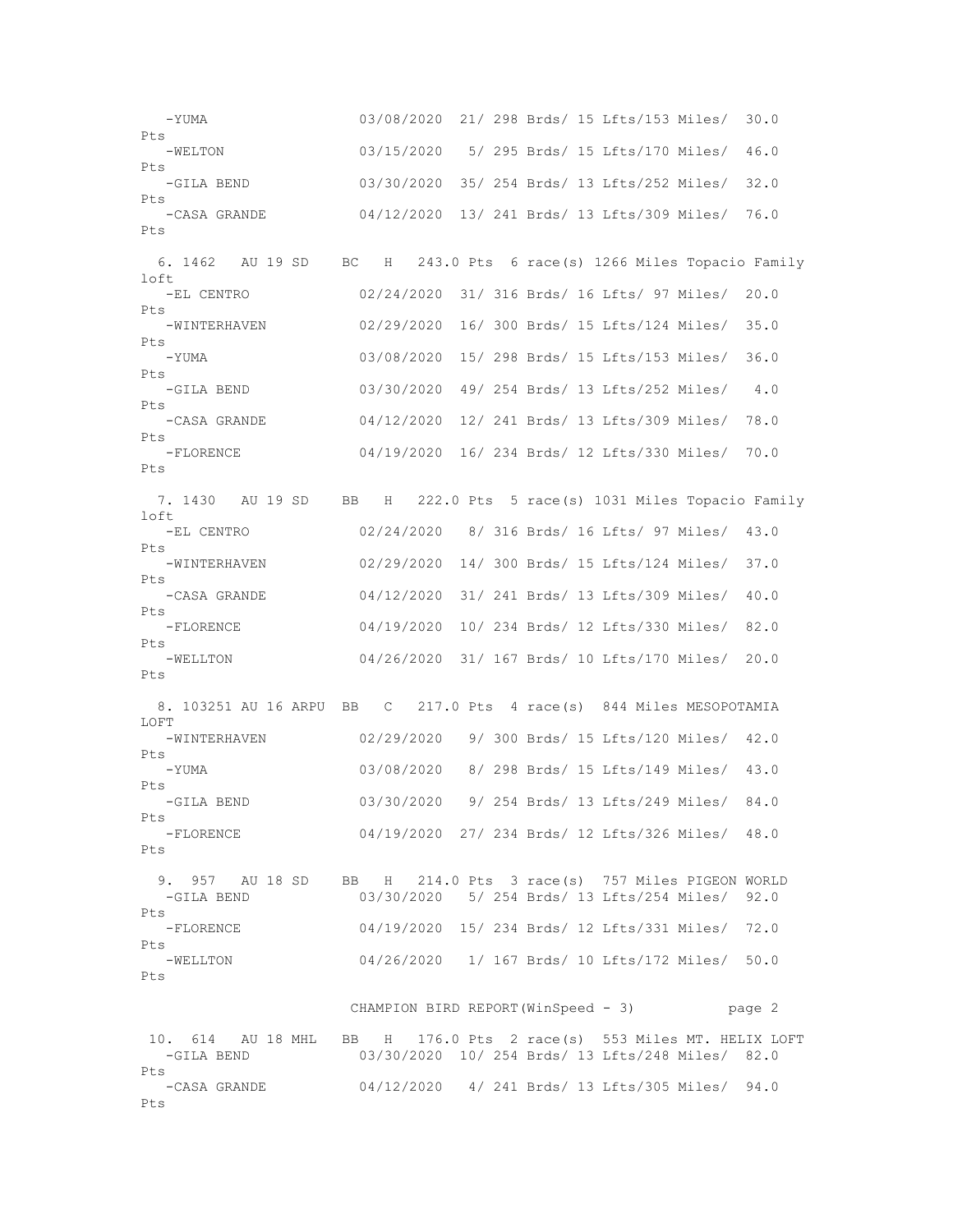```
   -YUMA                03/08/2020  21/ 298 Brds/ 15 Lfts/153 Miles/  30.0 Pts
   -WELTON              03/15/2020   5/ 295 Brds/ 15 Lfts/170 Miles/  46.0 Pts
   -GILA BEND           03/30/2020  35/ 254 Brds/ 13 Lfts/252 Miles/  32.0 Pts
   -CASA GRANDE         04/12/2020  13/ 241 Brds/ 13 Lfts/309 Miles/  76.0 Pts

  6. 1462   AU 19 SD    BC   H   243.0 Pts  6 race(s) 1266 Miles Topacio Family loft
   -EL CENTRO           02/24/2020  31/ 316 Brds/ 16 Lfts/ 97 Miles/  20.0 Pts
   -WINTERHAVEN         02/29/2020  16/ 300 Brds/ 15 Lfts/124 Miles/  35.0 Pts
   -YUMA                03/08/2020  15/ 298 Brds/ 15 Lfts/153 Miles/  36.0 Pts
   -GILA BEND           03/30/2020  49/ 254 Brds/ 13 Lfts/252 Miles/   4.0 Pts
   -CASA GRANDE         04/12/2020  12/ 241 Brds/ 13 Lfts/309 Miles/  78.0 Pts
   -FLORENCE            04/19/2020  16/ 234 Brds/ 12 Lfts/330 Miles/  70.0 Pts

  7. 1430   AU 19 SD    BB   H   222.0 Pts  5 race(s) 1031 Miles Topacio Family loft
   -EL CENTRO           02/24/2020   8/ 316 Brds/ 16 Lfts/ 97 Miles/  43.0 Pts
   -WINTERHAVEN         02/29/2020  14/ 300 Brds/ 15 Lfts/124 Miles/  37.0 Pts
   -CASA GRANDE         04/12/2020  31/ 241 Brds/ 13 Lfts/309 Miles/  40.0 Pts
   -FLORENCE            04/19/2020  10/ 234 Brds/ 12 Lfts/330 Miles/  82.0 Pts
   -WELLTON             04/26/2020  31/ 167 Brds/ 10 Lfts/170 Miles/  20.0 Pts

  8. 103251 AU 16 ARPU  BB   C   217.0 Pts  4 race(s)  844 Miles MESOPOTAMIA LOFT
   -WINTERHAVEN         02/29/2020   9/ 300 Brds/ 15 Lfts/120 Miles/  42.0 Pts
   -YUMA                03/08/2020   8/ 298 Brds/ 15 Lfts/149 Miles/  43.0 Pts
   -GILA BEND           03/30/2020   9/ 254 Brds/ 13 Lfts/249 Miles/  84.0 Pts
   -FLORENCE            04/19/2020  27/ 234 Brds/ 12 Lfts/326 Miles/  48.0 Pts

  9. 957   AU 18 SD    BB   H   214.0 Pts  3 race(s)  757 Miles PIGEON WORLD
   -GILA BEND           03/30/2020   5/ 254 Brds/ 13 Lfts/254 Miles/  92.0 Pts
   -FLORENCE            04/19/2020  15/ 234 Brds/ 12 Lfts/331 Miles/  72.0 Pts
   -WELLTON             04/26/2020   1/ 167 Brds/ 10 Lfts/172 Miles/  50.0 Pts

                    CHAMPION BIRD REPORT(WinSpeed - 3)

 10. 614   AU 18 MHL   BB   H   176.0 Pts  2 race(s)  553 Miles MT. HELIX LOFT
   -GILA BEND           03/30/2020  10/ 254 Brds/ 13 Lfts/248 Miles/  82.0 Pts
   -CASA GRANDE         04/12/2020   4/ 241 Brds/ 13 Lfts/305 Miles/  94.0 Pts
```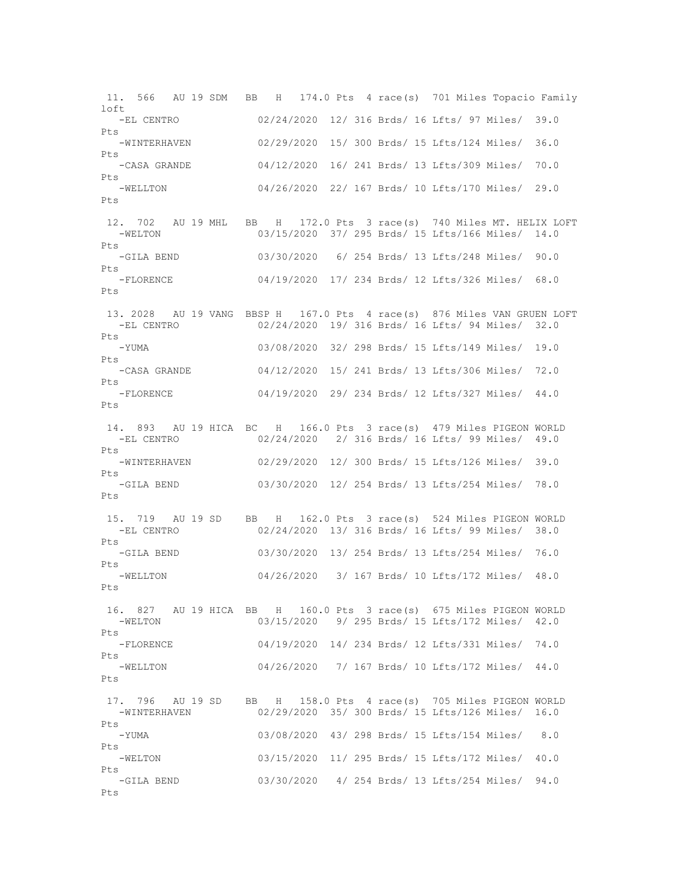```
 11. 566   AU 19 SDM   BB   H   174.0 Pts  4 race(s)  701 Miles Topacio Family loft
   -EL CENTRO            02/24/2020  12/ 316 Brds/ 16 Lfts/ 97 Miles/  39.0 Pts
   -WINTERHAVEN          02/29/2020  15/ 300 Brds/ 15 Lfts/124 Miles/  36.0 Pts
   -CASA GRANDE          04/12/2020  16/ 241 Brds/ 13 Lfts/309 Miles/  70.0 Pts
   -WELLTON              04/26/2020  22/ 167 Brds/ 10 Lfts/170 Miles/  29.0 Pts

 12. 702   AU 19 MHL   BB   H   172.0 Pts  3 race(s)  740 Miles MT. HELIX LOFT
   -WELTON               03/15/2020  37/ 295 Brds/ 15 Lfts/166 Miles/  14.0 Pts
   -GILA BEND            03/30/2020   6/ 254 Brds/ 13 Lfts/248 Miles/  90.0 Pts
   -FLORENCE             04/19/2020  17/ 234 Brds/ 12 Lfts/326 Miles/  68.0 Pts

 13. 2028  AU 19 VANG  BBSP H   167.0 Pts  4 race(s)  876 Miles VAN GRUEN LOFT
   -EL CENTRO            02/24/2020  19/ 316 Brds/ 16 Lfts/ 94 Miles/  32.0 Pts
   -YUMA                 03/08/2020  32/ 298 Brds/ 15 Lfts/149 Miles/  19.0 Pts
   -CASA GRANDE          04/12/2020  15/ 241 Brds/ 13 Lfts/306 Miles/  72.0 Pts
   -FLORENCE             04/19/2020  29/ 234 Brds/ 12 Lfts/327 Miles/  44.0 Pts

 14. 893   AU 19 HICA  BC   H   166.0 Pts  3 race(s)  479 Miles PIGEON WORLD
   -EL CENTRO            02/24/2020   2/ 316 Brds/ 16 Lfts/ 99 Miles/  49.0 Pts
   -WINTERHAVEN          02/29/2020  12/ 300 Brds/ 15 Lfts/126 Miles/  39.0 Pts
   -GILA BEND            03/30/2020  12/ 254 Brds/ 13 Lfts/254 Miles/  78.0 Pts

 15. 719   AU 19 SD    BB   H   162.0 Pts  3 race(s)  524 Miles PIGEON WORLD
   -EL CENTRO            02/24/2020  13/ 316 Brds/ 16 Lfts/ 99 Miles/  38.0 Pts
   -GILA BEND            03/30/2020  13/ 254 Brds/ 13 Lfts/254 Miles/  76.0 Pts
   -WELLTON              04/26/2020   3/ 167 Brds/ 10 Lfts/172 Miles/  48.0 Pts

 16. 827   AU 19 HICA  BB   H   160.0 Pts  3 race(s)  675 Miles PIGEON WORLD
   -WELTON               03/15/2020   9/ 295 Brds/ 15 Lfts/172 Miles/  42.0 Pts
   -FLORENCE             04/19/2020  14/ 234 Brds/ 12 Lfts/331 Miles/  74.0 Pts
   -WELLTON              04/26/2020   7/ 167 Brds/ 10 Lfts/172 Miles/  44.0 Pts

 17. 796   AU 19 SD    BB   H   158.0 Pts  4 race(s)  705 Miles PIGEON WORLD
   -WINTERHAVEN          02/29/2020  35/ 300 Brds/ 15 Lfts/126 Miles/  16.0 Pts
   -YUMA                 03/08/2020  43/ 298 Brds/ 15 Lfts/154 Miles/   8.0 Pts
   -WELTON               03/15/2020  11/ 295 Brds/ 15 Lfts/172 Miles/  40.0 Pts
   -GILA BEND            03/30/2020   4/ 254 Brds/ 13 Lfts/254 Miles/  94.0 Pts
```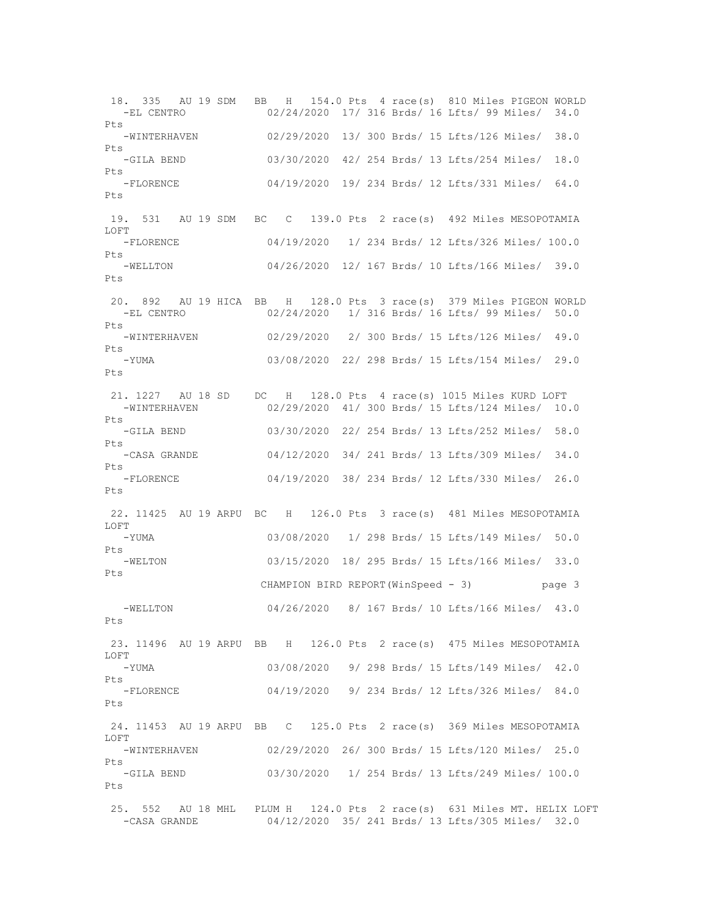```
 18. 335   AU 19 SDM   BB   H   154.0 Pts  4 race(s)  810 Miles PIGEON WORLD
   -EL CENTRO            02/24/2020  17/ 316 Brds/ 16 Lfts/ 99 Miles/  34.0
Pts
   -WINTERHAVEN          02/29/2020  13/ 300 Brds/ 15 Lfts/126 Miles/  38.0
Pts
   -GILA BEND            03/30/2020  42/ 254 Brds/ 13 Lfts/254 Miles/  18.0
Pts
   -FLORENCE             04/19/2020  19/ 234 Brds/ 12 Lfts/331 Miles/  64.0
Pts

 19. 531   AU 19 SDM   BC   C   139.0 Pts  2 race(s)  492 Miles MESOPOTAMIA
LOFT
   -FLORENCE             04/19/2020   1/ 234 Brds/ 12 Lfts/326 Miles/ 100.0
Pts
   -WELLTON              04/26/2020  12/ 167 Brds/ 10 Lfts/166 Miles/  39.0
Pts

 20. 892   AU 19 HICA  BB   H   128.0 Pts  3 race(s)  379 Miles PIGEON WORLD
   -EL CENTRO            02/24/2020   1/ 316 Brds/ 16 Lfts/ 99 Miles/  50.0
Pts
   -WINTERHAVEN          02/29/2020   2/ 300 Brds/ 15 Lfts/126 Miles/  49.0
Pts
   -YUMA                 03/08/2020  22/ 298 Brds/ 15 Lfts/154 Miles/  29.0
Pts

 21. 1227  AU 18 SD    DC   H   128.0 Pts  4 race(s) 1015 Miles KURD LOFT
   -WINTERHAVEN          02/29/2020  41/ 300 Brds/ 15 Lfts/124 Miles/  10.0
Pts
   -GILA BEND            03/30/2020  22/ 254 Brds/ 13 Lfts/252 Miles/  58.0
Pts
   -CASA GRANDE          04/12/2020  34/ 241 Brds/ 13 Lfts/309 Miles/  34.0
Pts
   -FLORENCE             04/19/2020  38/ 234 Brds/ 12 Lfts/330 Miles/  26.0
Pts

 22. 11425  AU 19 ARPU  BC   H   126.0 Pts  3 race(s)  481 Miles MESOPOTAMIA
LOFT
   -YUMA                 03/08/2020   1/ 298 Brds/ 15 Lfts/149 Miles/  50.0
Pts
   -WELTON               03/15/2020  18/ 295 Brds/ 15 Lfts/166 Miles/  33.0
Pts
   -WELLTON              04/26/2020   8/ 167 Brds/ 10 Lfts/166 Miles/  43.0
Pts

 23. 11496  AU 19 ARPU  BB   H   126.0 Pts  2 race(s)  475 Miles MESOPOTAMIA
LOFT
   -YUMA                 03/08/2020   9/ 298 Brds/ 15 Lfts/149 Miles/  42.0
Pts
   -FLORENCE             04/19/2020   9/ 234 Brds/ 12 Lfts/326 Miles/  84.0
Pts

 24. 11453  AU 19 ARPU  BB   C   125.0 Pts  2 race(s)  369 Miles MESOPOTAMIA
LOFT
   -WINTERHAVEN          02/29/2020  26/ 300 Brds/ 15 Lfts/120 Miles/  25.0
Pts
   -GILA BEND            03/30/2020   1/ 254 Brds/ 13 Lfts/249 Miles/ 100.0
Pts

 25. 552   AU 18 MHL   PLUM H   124.0 Pts  2 race(s)  631 Miles MT. HELIX LOFT
   -CASA GRANDE          04/12/2020  35/ 241 Brds/ 13 Lfts/305 Miles/  32.0
```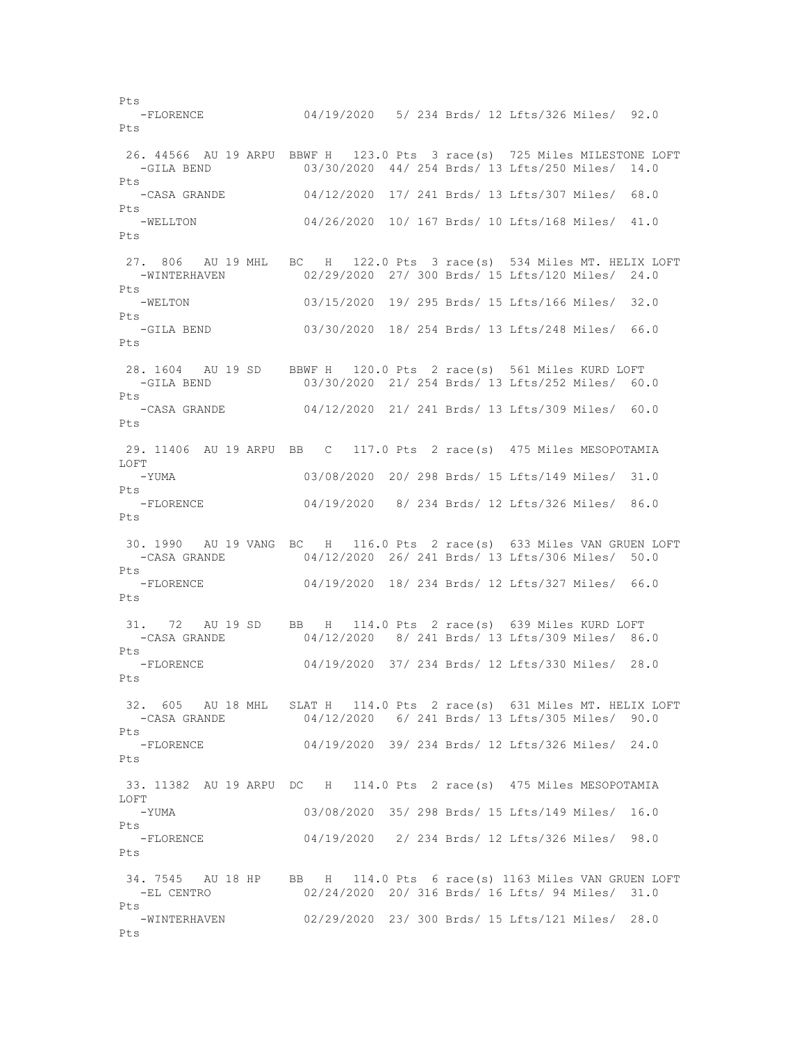```
Pts
   -FLORENCE             04/19/2020   5/ 234 Brds/ 12 Lfts/326 Miles/  92.0
Pts

 26. 44566  AU 19 ARPU  BBWF H   123.0 Pts  3 race(s)  725 Miles MILESTONE LOFT
   -GILA BEND             03/30/2020  44/ 254 Brds/ 13 Lfts/250 Miles/  14.0
Pts
   -CASA GRANDE           04/12/2020  17/ 241 Brds/ 13 Lfts/307 Miles/  68.0
Pts
   -WELLTON               04/26/2020  10/ 167 Brds/ 10 Lfts/168 Miles/  41.0
Pts

 27. 806   AU 19 MHL   BC   H   122.0 Pts  3 race(s)  534 Miles MT. HELIX LOFT
   -WINTERHAVEN           02/29/2020  27/ 300 Brds/ 15 Lfts/120 Miles/  24.0
Pts
   -WELTON                03/15/2020  19/ 295 Brds/ 15 Lfts/166 Miles/  32.0
Pts
   -GILA BEND             03/30/2020  18/ 254 Brds/ 13 Lfts/248 Miles/  66.0
Pts

 28. 1604   AU 19 SD    BBWF H   120.0 Pts  2 race(s)  561 Miles KURD LOFT
   -GILA BEND             03/30/2020  21/ 254 Brds/ 13 Lfts/252 Miles/  60.0
Pts
   -CASA GRANDE           04/12/2020  21/ 241 Brds/ 13 Lfts/309 Miles/  60.0
Pts

 29. 11406  AU 19 ARPU  BB   C   117.0 Pts  2 race(s)  475 Miles MESOPOTAMIA
LOFT
   -YUMA                  03/08/2020  20/ 298 Brds/ 15 Lfts/149 Miles/  31.0
Pts
   -FLORENCE              04/19/2020   8/ 234 Brds/ 12 Lfts/326 Miles/  86.0
Pts

 30. 1990   AU 19 VANG  BC   H   116.0 Pts  2 race(s)  633 Miles VAN GRUEN LOFT
   -CASA GRANDE           04/12/2020  26/ 241 Brds/ 13 Lfts/306 Miles/  50.0
Pts
   -FLORENCE              04/19/2020  18/ 234 Brds/ 12 Lfts/327 Miles/  66.0
Pts

 31.   72  AU 19 SD    BB   H   114.0 Pts  2 race(s)  639 Miles KURD LOFT
   -CASA GRANDE           04/12/2020   8/ 241 Brds/ 13 Lfts/309 Miles/  86.0
Pts
   -FLORENCE              04/19/2020  37/ 234 Brds/ 12 Lfts/330 Miles/  28.0
Pts

 32. 605   AU 18 MHL   SLAT H   114.0 Pts  2 race(s)  631 Miles MT. HELIX LOFT
   -CASA GRANDE           04/12/2020   6/ 241 Brds/ 13 Lfts/305 Miles/  90.0
Pts
   -FLORENCE              04/19/2020  39/ 234 Brds/ 12 Lfts/326 Miles/  24.0
Pts

 33. 11382  AU 19 ARPU  DC   H   114.0 Pts  2 race(s)  475 Miles MESOPOTAMIA
LOFT
   -YUMA                  03/08/2020  35/ 298 Brds/ 15 Lfts/149 Miles/  16.0
Pts
   -FLORENCE              04/19/2020   2/ 234 Brds/ 12 Lfts/326 Miles/  98.0
Pts

 34. 7545   AU 18 HP    BB   H   114.0 Pts  6 race(s) 1163 Miles VAN GRUEN LOFT
   -EL CENTRO             02/24/2020  20/ 316 Brds/ 16 Lfts/ 94 Miles/  31.0
Pts
   -WINTERHAVEN           02/29/2020  23/ 300 Brds/ 15 Lfts/121 Miles/  28.0
Pts
```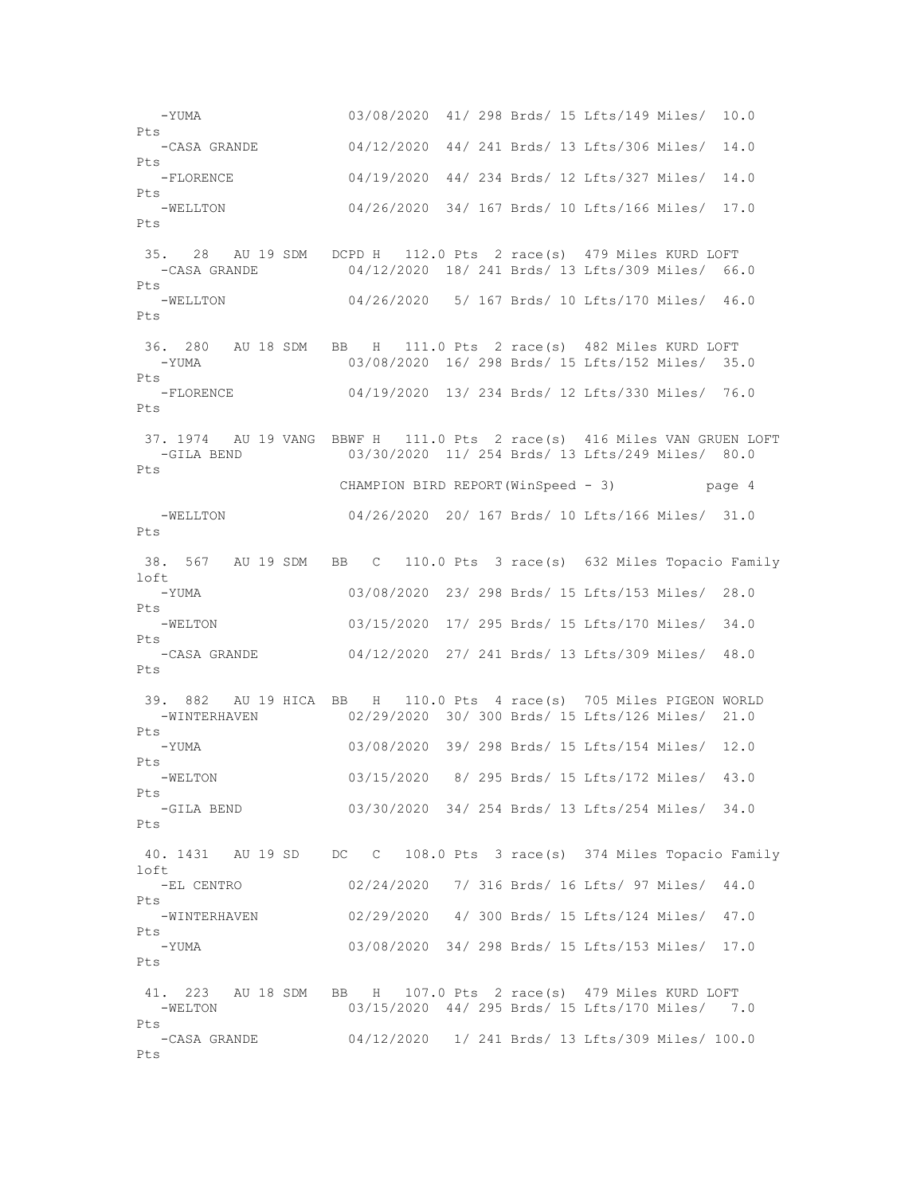```
  -YUMA                03/08/2020  41/ 298 Brds/ 15 Lfts/149 Miles/  10.0 Pts
  -CASA GRANDE         04/12/2020  44/ 241 Brds/ 13 Lfts/306 Miles/  14.0 Pts
  -FLORENCE            04/19/2020  44/ 234 Brds/ 12 Lfts/327 Miles/  14.0 Pts
  -WELLTON             04/26/2020  34/ 167 Brds/ 10 Lfts/166 Miles/  17.0 Pts

 35.   28  AU 19 SDM  DCPD H  112.0 Pts  2 race(s)  479 Miles KURD LOFT
  -CASA GRANDE         04/12/2020  18/ 241 Brds/ 13 Lfts/309 Miles/  66.0 Pts
  -WELLTON             04/26/2020   5/ 167 Brds/ 10 Lfts/170 Miles/  46.0 Pts

 36.  280  AU 18 SDM  BB   H  111.0 Pts  2 race(s)  482 Miles KURD LOFT
  -YUMA                03/08/2020  16/ 298 Brds/ 15 Lfts/152 Miles/  35.0 Pts
  -FLORENCE            04/19/2020  13/ 234 Brds/ 12 Lfts/330 Miles/  76.0 Pts

 37. 1974  AU 19 VANG  BBWF H  111.0 Pts  2 race(s)  416 Miles VAN GRUEN LOFT
  -GILA BEND           03/30/2020  11/ 254 Brds/ 13 Lfts/249 Miles/  80.0 Pts
  -WELLTON             04/26/2020  20/ 167 Brds/ 10 Lfts/166 Miles/  31.0 Pts

 38.  567  AU 19 SDM  BB   C  110.0 Pts  3 race(s)  632 Miles Topacio Family loft
  -YUMA                03/08/2020  23/ 298 Brds/ 15 Lfts/153 Miles/  28.0 Pts
  -WELTON              03/15/2020  17/ 295 Brds/ 15 Lfts/170 Miles/  34.0 Pts
  -CASA GRANDE         04/12/2020  27/ 241 Brds/ 13 Lfts/309 Miles/  48.0 Pts

 39.  882  AU 19 HICA  BB   H  110.0 Pts  4 race(s)  705 Miles PIGEON WORLD
  -WINTERHAVEN         02/29/2020  30/ 300 Brds/ 15 Lfts/126 Miles/  21.0 Pts
  -YUMA                03/08/2020  39/ 298 Brds/ 15 Lfts/154 Miles/  12.0 Pts
  -WELTON              03/15/2020   8/ 295 Brds/ 15 Lfts/172 Miles/  43.0 Pts
  -GILA BEND           03/30/2020  34/ 254 Brds/ 13 Lfts/254 Miles/  34.0 Pts

 40. 1431  AU 19 SD   DC   C  108.0 Pts  3 race(s)  374 Miles Topacio Family loft
  -EL CENTRO           02/24/2020   7/ 316 Brds/ 16 Lfts/ 97 Miles/  44.0 Pts
  -WINTERHAVEN         02/29/2020   4/ 300 Brds/ 15 Lfts/124 Miles/  47.0 Pts
  -YUMA                03/08/2020  34/ 298 Brds/ 15 Lfts/153 Miles/  17.0 Pts

 41.  223  AU 18 SDM  BB   H  107.0 Pts  2 race(s)  479 Miles KURD LOFT
  -WELTON              03/15/2020  44/ 295 Brds/ 15 Lfts/170 Miles/   7.0 Pts
  -CASA GRANDE         04/12/2020   1/ 241 Brds/ 13 Lfts/309 Miles/ 100.0 Pts
```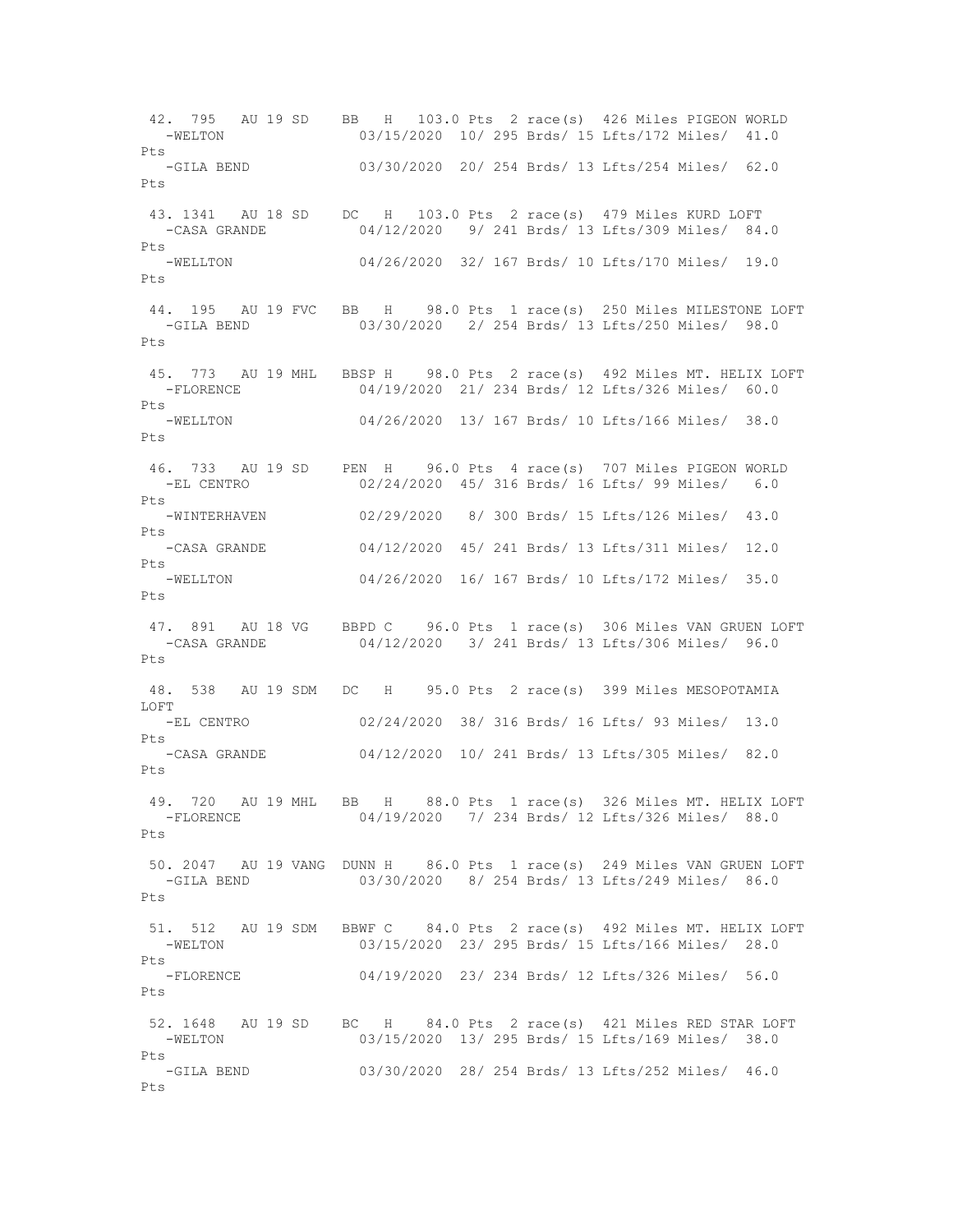```
 42. 795   AU 19 SD    BB   H   103.0 Pts  2 race(s)  426 Miles PIGEON WORLD
   -WELTON               03/15/2020  10/ 295 Brds/ 15 Lfts/172 Miles/  41.0
Pts
   -GILA BEND            03/30/2020  20/ 254 Brds/ 13 Lfts/254 Miles/  62.0
Pts

 43. 1341  AU 18 SD    DC   H   103.0 Pts  2 race(s)  479 Miles KURD LOFT
   -CASA GRANDE          04/12/2020   9/ 241 Brds/ 13 Lfts/309 Miles/  84.0
Pts
   -WELLTON              04/26/2020  32/ 167 Brds/ 10 Lfts/170 Miles/  19.0
Pts

 44. 195   AU 19 FVC   BB   H    98.0 Pts  1 race(s)  250 Miles MILESTONE LOFT
   -GILA BEND            03/30/2020   2/ 254 Brds/ 13 Lfts/250 Miles/  98.0
Pts

 45. 773   AU 19 MHL   BBSP H    98.0 Pts  2 race(s)  492 Miles MT. HELIX LOFT
   -FLORENCE             04/19/2020  21/ 234 Brds/ 12 Lfts/326 Miles/  60.0
Pts
   -WELLTON              04/26/2020  13/ 167 Brds/ 10 Lfts/166 Miles/  38.0
Pts

 46. 733   AU 19 SD    PEN  H    96.0 Pts  4 race(s)  707 Miles PIGEON WORLD
   -EL CENTRO            02/24/2020  45/ 316 Brds/ 16 Lfts/ 99 Miles/   6.0
Pts
   -WINTERHAVEN          02/29/2020   8/ 300 Brds/ 15 Lfts/126 Miles/  43.0
Pts
   -CASA GRANDE          04/12/2020  45/ 241 Brds/ 13 Lfts/311 Miles/  12.0
Pts
   -WELLTON              04/26/2020  16/ 167 Brds/ 10 Lfts/172 Miles/  35.0
Pts

 47. 891   AU 18 VG    BBPD C    96.0 Pts  1 race(s)  306 Miles VAN GRUEN LOFT
   -CASA GRANDE          04/12/2020   3/ 241 Brds/ 13 Lfts/306 Miles/  96.0
Pts

 48. 538   AU 19 SDM   DC   H    95.0 Pts  2 race(s)  399 Miles MESOPOTAMIA
LOFT
   -EL CENTRO            02/24/2020  38/ 316 Brds/ 16 Lfts/ 93 Miles/  13.0
Pts
   -CASA GRANDE          04/12/2020  10/ 241 Brds/ 13 Lfts/305 Miles/  82.0
Pts

 49. 720   AU 19 MHL   BB   H    88.0 Pts  1 race(s)  326 Miles MT. HELIX LOFT
   -FLORENCE             04/19/2020   7/ 234 Brds/ 12 Lfts/326 Miles/  88.0
Pts

 50. 2047  AU 19 VANG  DUNN H    86.0 Pts  1 race(s)  249 Miles VAN GRUEN LOFT
   -GILA BEND            03/30/2020   8/ 254 Brds/ 13 Lfts/249 Miles/  86.0
Pts

 51. 512   AU 19 SDM   BBWF C    84.0 Pts  2 race(s)  492 Miles MT. HELIX LOFT
   -WELTON               03/15/2020  23/ 295 Brds/ 15 Lfts/166 Miles/  28.0
Pts
   -FLORENCE             04/19/2020  23/ 234 Brds/ 12 Lfts/326 Miles/  56.0
Pts

 52. 1648  AU 19 SD    BC   H    84.0 Pts  2 race(s)  421 Miles RED STAR LOFT
   -WELTON               03/15/2020  13/ 295 Brds/ 15 Lfts/169 Miles/  38.0
Pts
   -GILA BEND            03/30/2020  28/ 254 Brds/ 13 Lfts/252 Miles/  46.0
Pts
```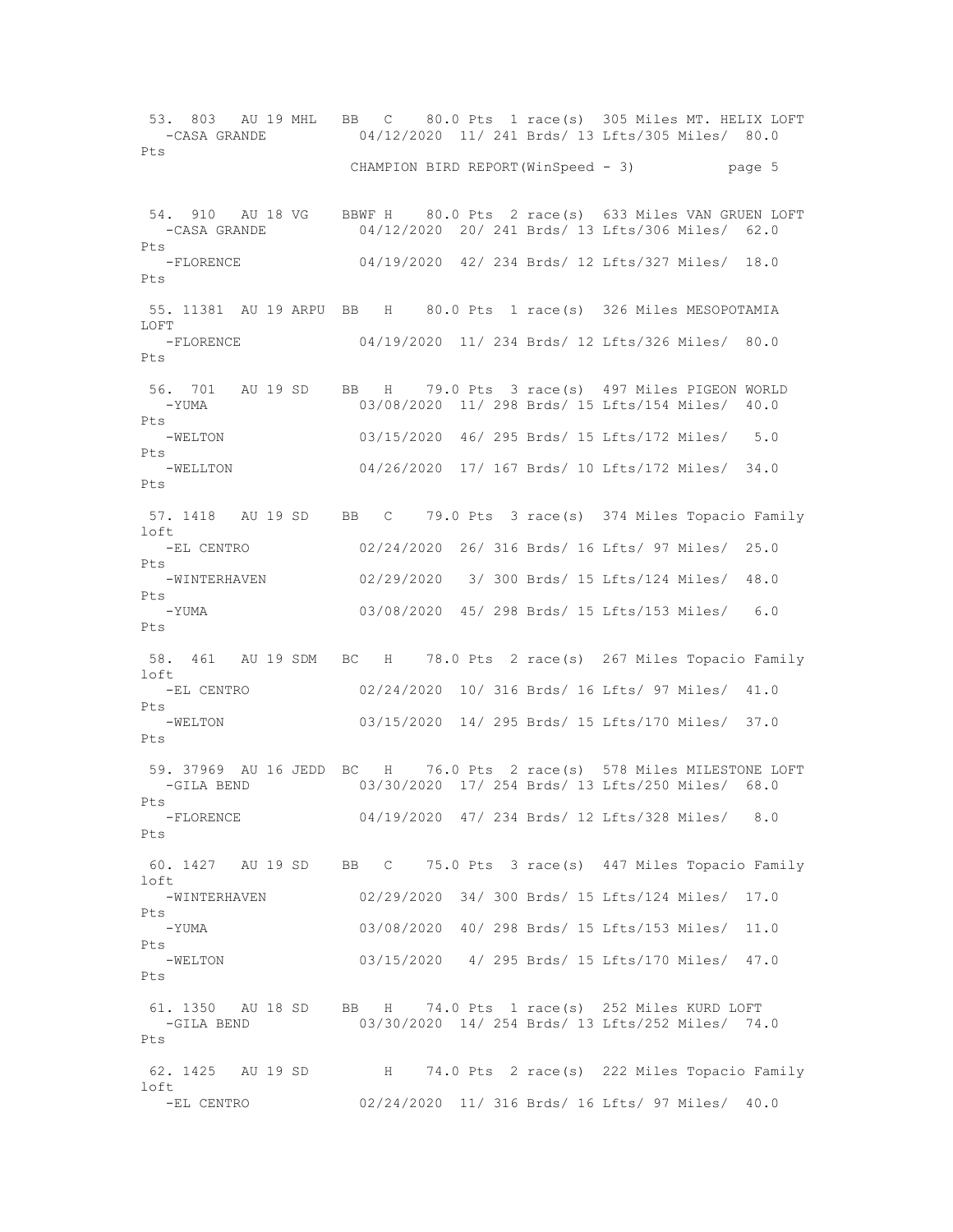```
 53. 803   AU 19 MHL   BB   C    80.0 Pts  1 race(s)  305 Miles MT. HELIX LOFT
   -CASA GRANDE          04/12/2020  11/ 241 Brds/ 13 Lfts/305 Miles/  80.0 Pts

 54. 910   AU 18 VG    BBWF H    80.0 Pts  2 race(s)  633 Miles VAN GRUEN LOFT
   -CASA GRANDE          04/12/2020  20/ 241 Brds/ 13 Lfts/306 Miles/  62.0 Pts
   -FLORENCE             04/19/2020  42/ 234 Brds/ 12 Lfts/327 Miles/  18.0 Pts

 55. 11381  AU 19 ARPU  BB   H    80.0 Pts  1 race(s)  326 Miles MESOPOTAMIA LOFT
   -FLORENCE             04/19/2020  11/ 234 Brds/ 12 Lfts/326 Miles/  80.0 Pts

 56. 701   AU 19 SD    BB   H    79.0 Pts  3 race(s)  497 Miles PIGEON WORLD
   -YUMA                 03/08/2020  11/ 298 Brds/ 15 Lfts/154 Miles/  40.0 Pts
   -WELTON               03/15/2020  46/ 295 Brds/ 15 Lfts/172 Miles/   5.0 Pts
   -WELLTON              04/26/2020  17/ 167 Brds/ 10 Lfts/172 Miles/  34.0 Pts

 57. 1418  AU 19 SD    BB   C    79.0 Pts  3 race(s)  374 Miles Topacio Family loft
   -EL CENTRO            02/24/2020  26/ 316 Brds/ 16 Lfts/ 97 Miles/  25.0 Pts
   -WINTERHAVEN          02/29/2020   3/ 300 Brds/ 15 Lfts/124 Miles/  48.0 Pts
   -YUMA                 03/08/2020  45/ 298 Brds/ 15 Lfts/153 Miles/   6.0 Pts

 58. 461   AU 19 SDM   BC   H    78.0 Pts  2 race(s)  267 Miles Topacio Family loft
   -EL CENTRO            02/24/2020  10/ 316 Brds/ 16 Lfts/ 97 Miles/  41.0 Pts
   -WELTON               03/15/2020  14/ 295 Brds/ 15 Lfts/170 Miles/  37.0 Pts

 59. 37969  AU 16 JEDD  BC   H    76.0 Pts  2 race(s)  578 Miles MILESTONE LOFT
   -GILA BEND            03/30/2020  17/ 254 Brds/ 13 Lfts/250 Miles/  68.0 Pts
   -FLORENCE             04/19/2020  47/ 234 Brds/ 12 Lfts/328 Miles/   8.0 Pts

 60. 1427  AU 19 SD    BB   C    75.0 Pts  3 race(s)  447 Miles Topacio Family loft
   -WINTERHAVEN          02/29/2020  34/ 300 Brds/ 15 Lfts/124 Miles/  17.0 Pts
   -YUMA                 03/08/2020  40/ 298 Brds/ 15 Lfts/153 Miles/  11.0 Pts
   -WELTON               03/15/2020   4/ 295 Brds/ 15 Lfts/170 Miles/  47.0 Pts

 61. 1350  AU 18 SD    BB   H    74.0 Pts  1 race(s)  252 Miles KURD LOFT
   -GILA BEND            03/30/2020  14/ 254 Brds/ 13 Lfts/252 Miles/  74.0 Pts

 62. 1425  AU 19 SD         H    74.0 Pts  2 race(s)  222 Miles Topacio Family loft
   -EL CENTRO            02/24/2020  11/ 316 Brds/ 16 Lfts/ 97 Miles/  40.0
```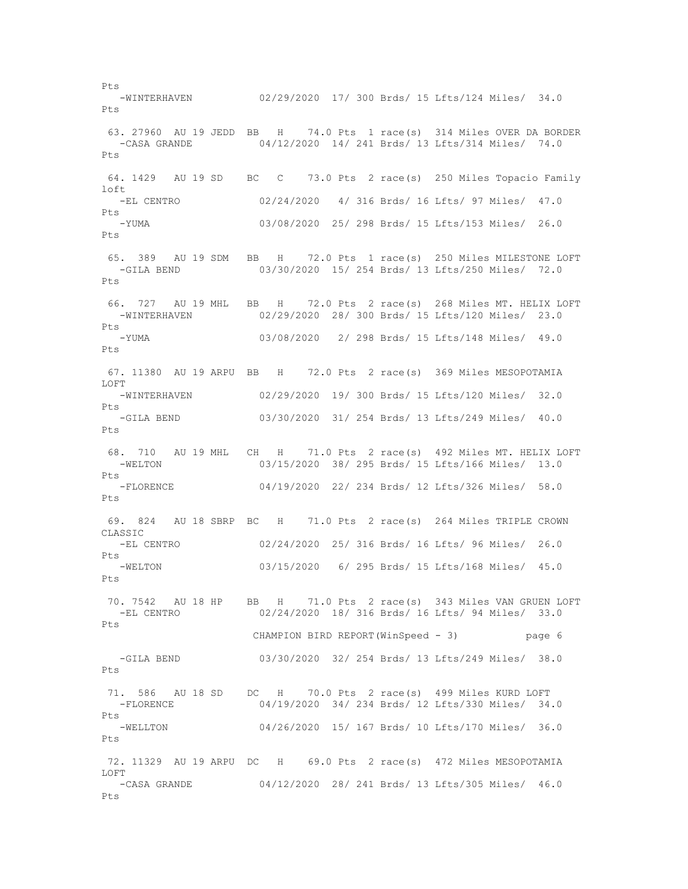```
Pts
   -WINTERHAVEN          02/29/2020  17/ 300 Brds/ 15 Lfts/124 Miles/  34.0
Pts

 63. 27960  AU 19 JEDD  BB   H    74.0 Pts  1 race(s)  314 Miles OVER DA BORDER
   -CASA GRANDE          04/12/2020  14/ 241 Brds/ 13 Lfts/314 Miles/  74.0
Pts

 64. 1429   AU 19 SD    BC   C    73.0 Pts  2 race(s)  250 Miles Topacio Family
loft
   -EL CENTRO            02/24/2020   4/ 316 Brds/ 16 Lfts/ 97 Miles/  47.0
Pts
   -YUMA                 03/08/2020  25/ 298 Brds/ 15 Lfts/153 Miles/  26.0
Pts

 65. 389    AU 19 SDM   BB   H    72.0 Pts  1 race(s)  250 Miles MILESTONE LOFT
   -GILA BEND            03/30/2020  15/ 254 Brds/ 13 Lfts/250 Miles/  72.0
Pts

 66. 727    AU 19 MHL   BB   H    72.0 Pts  2 race(s)  268 Miles MT. HELIX LOFT
   -WINTERHAVEN          02/29/2020  28/ 300 Brds/ 15 Lfts/120 Miles/  23.0
Pts
   -YUMA                 03/08/2020   2/ 298 Brds/ 15 Lfts/148 Miles/  49.0
Pts

 67. 11380  AU 19 ARPU  BB   H    72.0 Pts  2 race(s)  369 Miles MESOPOTAMIA
LOFT
   -WINTERHAVEN          02/29/2020  19/ 300 Brds/ 15 Lfts/120 Miles/  32.0
Pts
   -GILA BEND            03/30/2020  31/ 254 Brds/ 13 Lfts/249 Miles/  40.0
Pts

 68. 710    AU 19 MHL   CH   H    71.0 Pts  2 race(s)  492 Miles MT. HELIX LOFT
   -WELTON               03/15/2020  38/ 295 Brds/ 15 Lfts/166 Miles/  13.0
Pts
   -FLORENCE             04/19/2020  22/ 234 Brds/ 12 Lfts/326 Miles/  58.0
Pts

 69. 824    AU 18 SBRP  BC   H    71.0 Pts  2 race(s)  264 Miles TRIPLE CROWN
CLASSIC
   -EL CENTRO            02/24/2020  25/ 316 Brds/ 16 Lfts/ 96 Miles/  26.0
Pts
   -WELTON               03/15/2020   6/ 295 Brds/ 15 Lfts/168 Miles/  45.0
Pts

 70. 7542   AU 18 HP    BB   H    71.0 Pts  2 race(s)  343 Miles VAN GRUEN LOFT
   -EL CENTRO            02/24/2020  18/ 316 Brds/ 16 Lfts/ 94 Miles/  33.0
Pts
                      CHAMPION BIRD REPORT(WinSpeed - 3)          page 6

   -GILA BEND            03/30/2020  32/ 254 Brds/ 13 Lfts/249 Miles/  38.0
Pts

 71. 586    AU 18 SD    DC   H    70.0 Pts  2 race(s)  499 Miles KURD LOFT
   -FLORENCE             04/19/2020  34/ 234 Brds/ 12 Lfts/330 Miles/  34.0
Pts
   -WELLTON              04/26/2020  15/ 167 Brds/ 10 Lfts/170 Miles/  36.0
Pts

 72. 11329  AU 19 ARPU  DC   H    69.0 Pts  2 race(s)  472 Miles MESOPOTAMIA
LOFT
   -CASA GRANDE          04/12/2020  28/ 241 Brds/ 13 Lfts/305 Miles/  46.0
Pts
```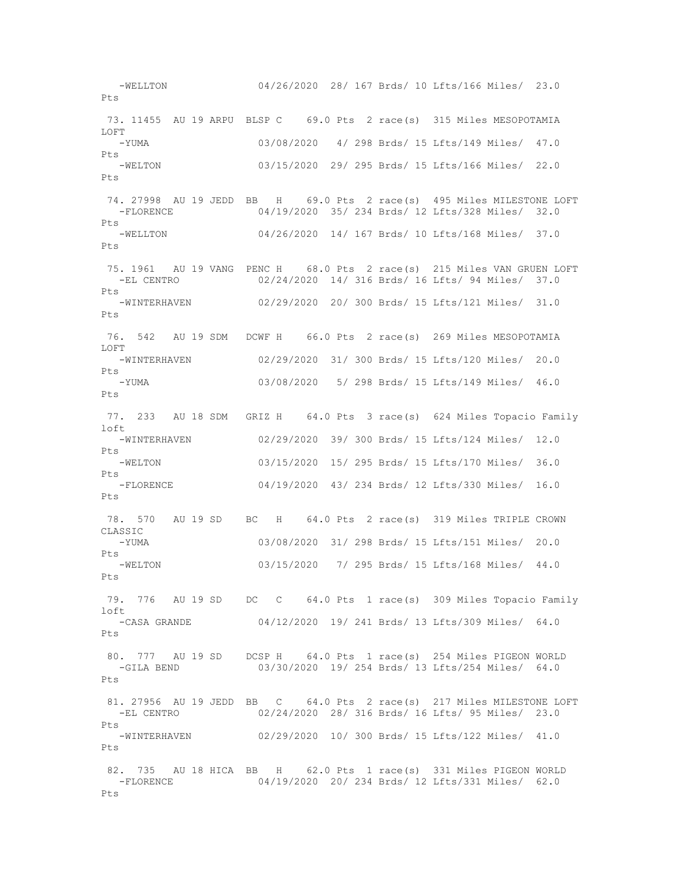```
   -WELLTON              04/26/2020  28/ 167 Brds/ 10 Lfts/166 Miles/  23.0 Pts

 73. 11455  AU 19 ARPU  BLSP C    69.0 Pts  2 race(s)  315 Miles MESOPOTAMIA LOFT
   -YUMA                 03/08/2020   4/ 298 Brds/ 15 Lfts/149 Miles/  47.0 Pts
   -WELTON               03/15/2020  29/ 295 Brds/ 15 Lfts/166 Miles/  22.0 Pts

 74. 27998  AU 19 JEDD  BB   H    69.0 Pts  2 race(s)  495 Miles MILESTONE LOFT
   -FLORENCE             04/19/2020  35/ 234 Brds/ 12 Lfts/328 Miles/  32.0 Pts
   -WELLTON              04/26/2020  14/ 167 Brds/ 10 Lfts/168 Miles/  37.0 Pts

 75. 1961   AU 19 VANG  PENC H    68.0 Pts  2 race(s)  215 Miles VAN GRUEN LOFT
   -EL CENTRO            02/24/2020  14/ 316 Brds/ 16 Lfts/ 94 Miles/  37.0 Pts
   -WINTERHAVEN          02/29/2020  20/ 300 Brds/ 15 Lfts/121 Miles/  31.0 Pts

 76.  542   AU 19 SDM   DCWF H    66.0 Pts  2 race(s)  269 Miles MESOPOTAMIA LOFT
   -WINTERHAVEN          02/29/2020  31/ 300 Brds/ 15 Lfts/120 Miles/  20.0 Pts
   -YUMA                 03/08/2020   5/ 298 Brds/ 15 Lfts/149 Miles/  46.0 Pts

 77.  233   AU 18 SDM   GRIZ H    64.0 Pts  3 race(s)  624 Miles Topacio Family loft
   -WINTERHAVEN          02/29/2020  39/ 300 Brds/ 15 Lfts/124 Miles/  12.0 Pts
   -WELTON               03/15/2020  15/ 295 Brds/ 15 Lfts/170 Miles/  36.0 Pts
   -FLORENCE             04/19/2020  43/ 234 Brds/ 12 Lfts/330 Miles/  16.0 Pts

 78.  570   AU 19 SD    BC   H    64.0 Pts  2 race(s)  319 Miles TRIPLE CROWN CLASSIC
   -YUMA                 03/08/2020  31/ 298 Brds/ 15 Lfts/151 Miles/  20.0 Pts
   -WELTON               03/15/2020   7/ 295 Brds/ 15 Lfts/168 Miles/  44.0 Pts

 79.  776   AU 19 SD    DC   C    64.0 Pts  1 race(s)  309 Miles Topacio Family loft
   -CASA GRANDE          04/12/2020  19/ 241 Brds/ 13 Lfts/309 Miles/  64.0 Pts

 80.  777   AU 19 SD    DCSP H    64.0 Pts  1 race(s)  254 Miles PIGEON WORLD
   -GILA BEND            03/30/2020  19/ 254 Brds/ 13 Lfts/254 Miles/  64.0 Pts

 81. 27956  AU 19 JEDD  BB   C    64.0 Pts  2 race(s)  217 Miles MILESTONE LOFT
   -EL CENTRO            02/24/2020  28/ 316 Brds/ 16 Lfts/ 95 Miles/  23.0 Pts
   -WINTERHAVEN          02/29/2020  10/ 300 Brds/ 15 Lfts/122 Miles/  41.0 Pts

 82.  735   AU 18 HICA  BB   H    62.0 Pts  1 race(s)  331 Miles PIGEON WORLD
   -FLORENCE             04/19/2020  20/ 234 Brds/ 12 Lfts/331 Miles/  62.0 Pts
```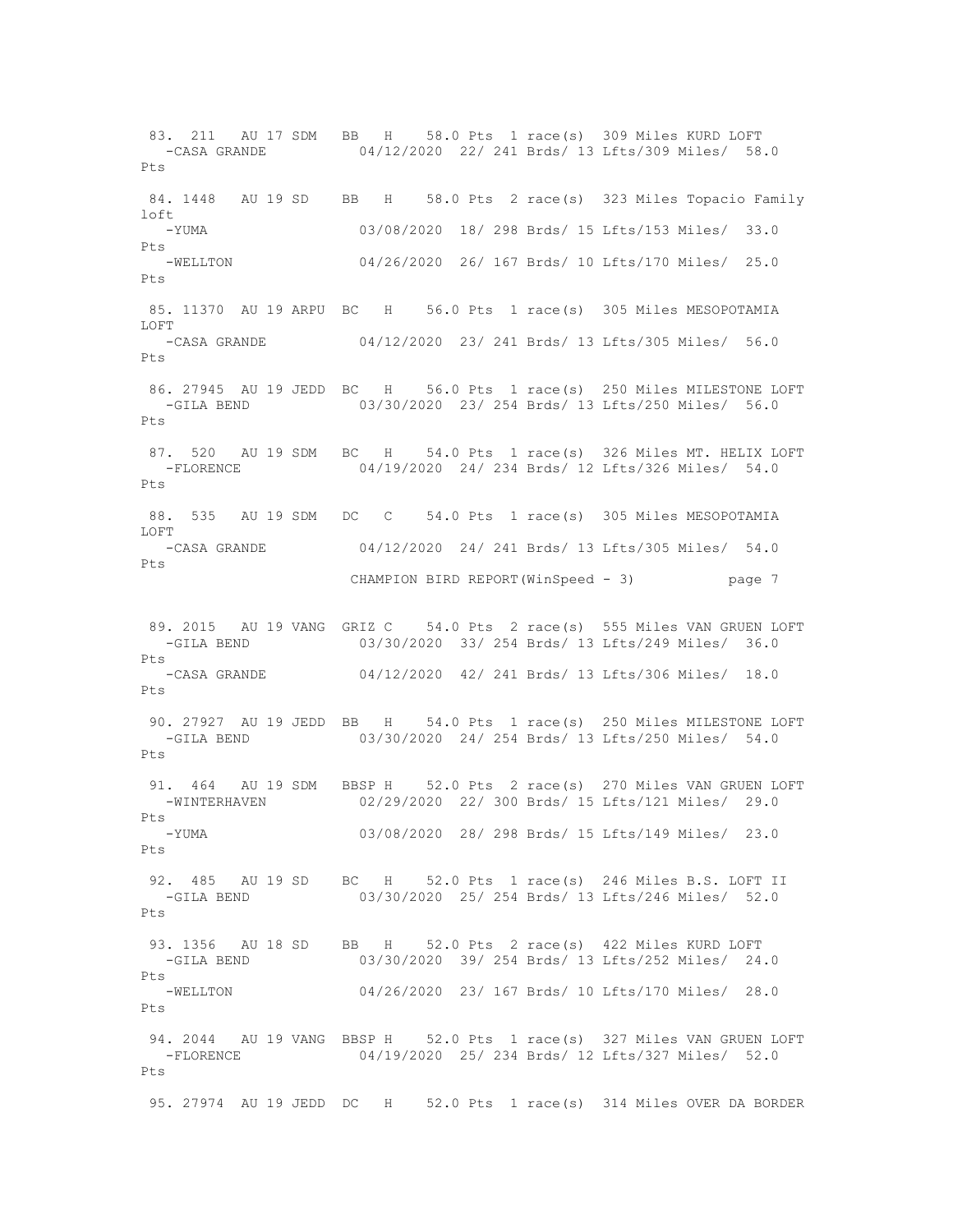```
 83. 211   AU 17 SDM   BB   H    58.0 Pts  1 race(s)  309 Miles KURD LOFT
   -CASA GRANDE          04/12/2020  22/ 241 Brds/ 13 Lfts/309 Miles/  58.0
Pts

 84. 1448   AU 19 SD    BB   H    58.0 Pts  2 race(s)  323 Miles Topacio Family
loft
   -YUMA                 03/08/2020  18/ 298 Brds/ 15 Lfts/153 Miles/  33.0
Pts
   -WELLTON              04/26/2020  26/ 167 Brds/ 10 Lfts/170 Miles/  25.0
Pts

 85. 11370  AU 19 ARPU  BC   H    56.0 Pts  1 race(s)  305 Miles MESOPOTAMIA
LOFT
   -CASA GRANDE          04/12/2020  23/ 241 Brds/ 13 Lfts/305 Miles/  56.0
Pts

 86. 27945  AU 19 JEDD  BC   H    56.0 Pts  1 race(s)  250 Miles MILESTONE LOFT
   -GILA BEND            03/30/2020  23/ 254 Brds/ 13 Lfts/250 Miles/  56.0
Pts

 87. 520   AU 19 SDM   BC   H    54.0 Pts  1 race(s)  326 Miles MT. HELIX LOFT
   -FLORENCE             04/19/2020  24/ 234 Brds/ 12 Lfts/326 Miles/  54.0
Pts

 88. 535   AU 19 SDM   DC   C    54.0 Pts  1 race(s)  305 Miles MESOPOTAMIA
LOFT
   -CASA GRANDE          04/12/2020  24/ 241 Brds/ 13 Lfts/305 Miles/  54.0
Pts
                       CHAMPION BIRD REPORT(WinSpeed - 3)          page 7

 89. 2015   AU 19 VANG  GRIZ C    54.0 Pts  2 race(s)  555 Miles VAN GRUEN LOFT
   -GILA BEND            03/30/2020  33/ 254 Brds/ 13 Lfts/249 Miles/  36.0
Pts
   -CASA GRANDE          04/12/2020  42/ 241 Brds/ 13 Lfts/306 Miles/  18.0
Pts

 90. 27927  AU 19 JEDD  BB   H    54.0 Pts  1 race(s)  250 Miles MILESTONE LOFT
   -GILA BEND            03/30/2020  24/ 254 Brds/ 13 Lfts/250 Miles/  54.0
Pts

 91. 464   AU 19 SDM   BBSP H    52.0 Pts  2 race(s)  270 Miles VAN GRUEN LOFT
   -WINTERHAVEN          02/29/2020  22/ 300 Brds/ 15 Lfts/121 Miles/  29.0
Pts
   -YUMA                 03/08/2020  28/ 298 Brds/ 15 Lfts/149 Miles/  23.0
Pts

 92. 485   AU 19 SD    BC   H    52.0 Pts  1 race(s)  246 Miles B.S. LOFT II
   -GILA BEND            03/30/2020  25/ 254 Brds/ 13 Lfts/246 Miles/  52.0
Pts

 93. 1356   AU 18 SD    BB   H    52.0 Pts  2 race(s)  422 Miles KURD LOFT
   -GILA BEND            03/30/2020  39/ 254 Brds/ 13 Lfts/252 Miles/  24.0
Pts
   -WELLTON              04/26/2020  23/ 167 Brds/ 10 Lfts/170 Miles/  28.0
Pts

 94. 2044   AU 19 VANG  BBSP H    52.0 Pts  1 race(s)  327 Miles VAN GRUEN LOFT
   -FLORENCE             04/19/2020  25/ 234 Brds/ 12 Lfts/327 Miles/  52.0
Pts

 95. 27974  AU 19 JEDD  DC   H    52.0 Pts  1 race(s)  314 Miles OVER DA BORDER
```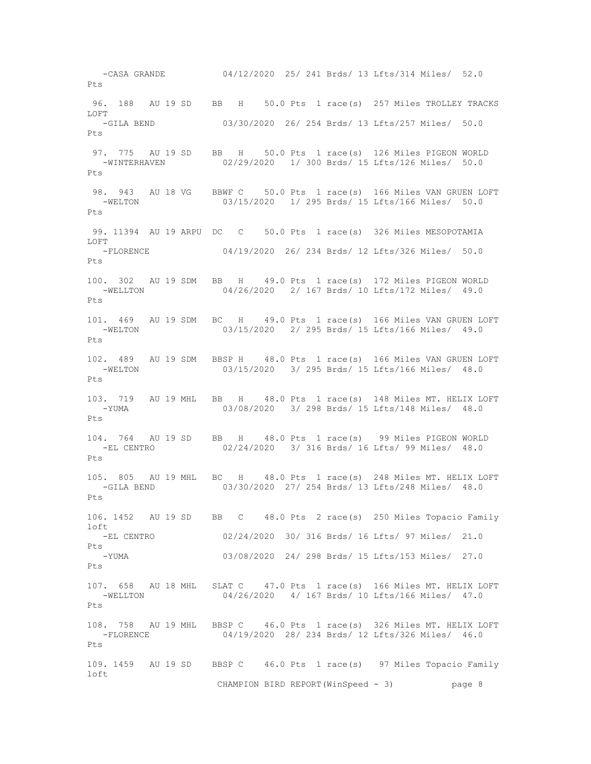```
   -CASA GRANDE          04/12/2020  25/ 241 Brds/ 13 Lfts/314 Miles/  52.0 Pts

 96. 188   AU 19 SD    BB   H    50.0 Pts  1 race(s)  257 Miles TROLLEY TRACKS LOFT
   -GILA BEND            03/30/2020  26/ 254 Brds/ 13 Lfts/257 Miles/  50.0 Pts

 97. 775   AU 19 SD    BB   H    50.0 Pts  1 race(s)  126 Miles PIGEON WORLD
   -WINTERHAVEN          02/29/2020   1/ 300 Brds/ 15 Lfts/126 Miles/  50.0 Pts

 98. 943   AU 18 VG    BBWF C    50.0 Pts  1 race(s)  166 Miles VAN GRUEN LOFT
   -WELTON               03/15/2020   1/ 295 Brds/ 15 Lfts/166 Miles/  50.0 Pts

 99. 11394  AU 19 ARPU  DC   C    50.0 Pts  1 race(s)  326 Miles MESOPOTAMIA LOFT
   -FLORENCE             04/19/2020  26/ 234 Brds/ 12 Lfts/326 Miles/  50.0 Pts

100. 302   AU 19 SDM   BB   H    49.0 Pts  1 race(s)  172 Miles PIGEON WORLD
   -WELLTON              04/26/2020   2/ 167 Brds/ 10 Lfts/172 Miles/  49.0 Pts

101. 469   AU 19 SDM   BC   H    49.0 Pts  1 race(s)  166 Miles VAN GRUEN LOFT
   -WELTON               03/15/2020   2/ 295 Brds/ 15 Lfts/166 Miles/  49.0 Pts

102. 489   AU 19 SDM   BBSP H    48.0 Pts  1 race(s)  166 Miles VAN GRUEN LOFT
   -WELTON               03/15/2020   3/ 295 Brds/ 15 Lfts/166 Miles/  48.0 Pts

103. 719   AU 19 MHL   BB   H    48.0 Pts  1 race(s)  148 Miles MT. HELIX LOFT
   -YUMA                 03/08/2020   3/ 298 Brds/ 15 Lfts/148 Miles/  48.0 Pts

104. 764   AU 19 SD    BB   H    48.0 Pts  1 race(s)   99 Miles PIGEON WORLD
   -EL CENTRO            02/24/2020   3/ 316 Brds/ 16 Lfts/ 99 Miles/  48.0 Pts

105. 805   AU 19 MHL   BC   H    48.0 Pts  1 race(s)  248 Miles MT. HELIX LOFT
   -GILA BEND            03/30/2020  27/ 254 Brds/ 13 Lfts/248 Miles/  48.0 Pts

106. 1452  AU 19 SD    BB   C    48.0 Pts  2 race(s)  250 Miles Topacio Family loft
   -EL CENTRO            02/24/2020  30/ 316 Brds/ 16 Lfts/ 97 Miles/  21.0 Pts
   -YUMA                 03/08/2020  24/ 298 Brds/ 15 Lfts/153 Miles/  27.0 Pts

107. 658   AU 18 MHL   SLAT C    47.0 Pts  1 race(s)  166 Miles MT. HELIX LOFT
   -WELLTON              04/26/2020   4/ 167 Brds/ 10 Lfts/166 Miles/  47.0 Pts

108. 758   AU 19 MHL   BBSP C    46.0 Pts  1 race(s)  326 Miles MT. HELIX LOFT
   -FLORENCE             04/19/2020  28/ 234 Brds/ 12 Lfts/326 Miles/  46.0 Pts

109. 1459  AU 19 SD    BBSP C    46.0 Pts  1 race(s)   97 Miles Topacio Family loft
```

CHAMPION BIRD REPORT(WinSpeed - 3)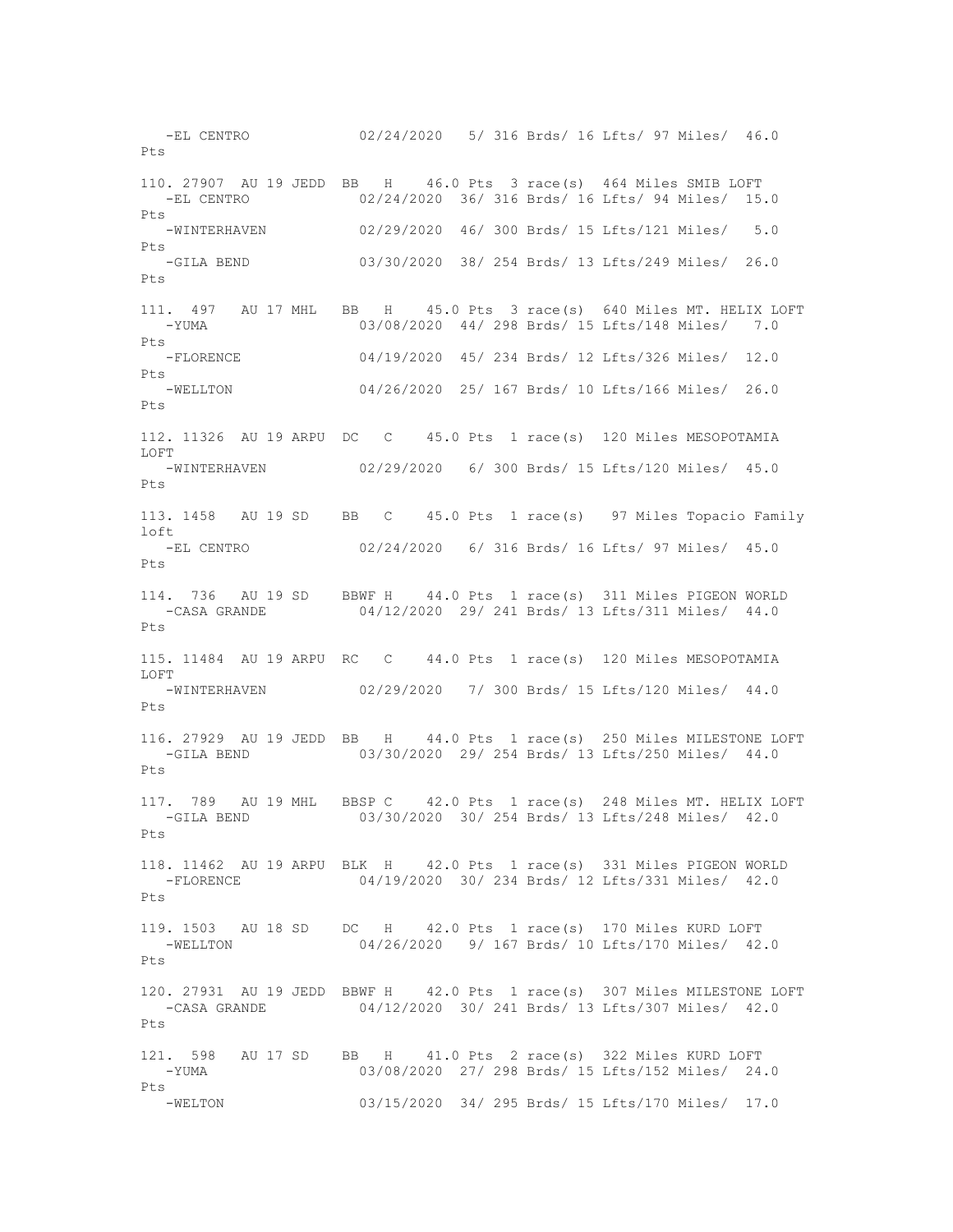```
   -EL CENTRO            02/24/2020   5/ 316 Brds/ 16 Lfts/ 97 Miles/  46.0
Pts

110. 27907  AU 19 JEDD  BB   H    46.0 Pts  3 race(s)  464 Miles SMIB LOFT
   -EL CENTRO            02/24/2020  36/ 316 Brds/ 16 Lfts/ 94 Miles/  15.0
Pts
   -WINTERHAVEN          02/29/2020  46/ 300 Brds/ 15 Lfts/121 Miles/   5.0
Pts
   -GILA BEND            03/30/2020  38/ 254 Brds/ 13 Lfts/249 Miles/  26.0
Pts

111. 497   AU 17 MHL   BB   H    45.0 Pts  3 race(s)  640 Miles MT. HELIX LOFT
   -YUMA                 03/08/2020  44/ 298 Brds/ 15 Lfts/148 Miles/   7.0
Pts
   -FLORENCE             04/19/2020  45/ 234 Brds/ 12 Lfts/326 Miles/  12.0
Pts
   -WELLTON              04/26/2020  25/ 167 Brds/ 10 Lfts/166 Miles/  26.0
Pts

112. 11326  AU 19 ARPU  DC   C    45.0 Pts  1 race(s)  120 Miles MESOPOTAMIA
LOFT
   -WINTERHAVEN          02/29/2020   6/ 300 Brds/ 15 Lfts/120 Miles/  45.0
Pts

113. 1458   AU 19 SD    BB   C    45.0 Pts  1 race(s)   97 Miles Topacio Family
loft
   -EL CENTRO            02/24/2020   6/ 316 Brds/ 16 Lfts/ 97 Miles/  45.0
Pts

114. 736   AU 19 SD    BBWF H    44.0 Pts  1 race(s)  311 Miles PIGEON WORLD
   -CASA GRANDE          04/12/2020  29/ 241 Brds/ 13 Lfts/311 Miles/  44.0
Pts

115. 11484  AU 19 ARPU  RC   C    44.0 Pts  1 race(s)  120 Miles MESOPOTAMIA
LOFT
   -WINTERHAVEN          02/29/2020   7/ 300 Brds/ 15 Lfts/120 Miles/  44.0
Pts

116. 27929  AU 19 JEDD  BB   H    44.0 Pts  1 race(s)  250 Miles MILESTONE LOFT
   -GILA BEND            03/30/2020  29/ 254 Brds/ 13 Lfts/250 Miles/  44.0
Pts

117. 789   AU 19 MHL   BBSP C    42.0 Pts  1 race(s)  248 Miles MT. HELIX LOFT
   -GILA BEND            03/30/2020  30/ 254 Brds/ 13 Lfts/248 Miles/  42.0
Pts

118. 11462  AU 19 ARPU  BLK  H    42.0 Pts  1 race(s)  331 Miles PIGEON WORLD
   -FLORENCE             04/19/2020  30/ 234 Brds/ 12 Lfts/331 Miles/  42.0
Pts

119. 1503   AU 18 SD    DC   H    42.0 Pts  1 race(s)  170 Miles KURD LOFT
   -WELLTON              04/26/2020   9/ 167 Brds/ 10 Lfts/170 Miles/  42.0
Pts

120. 27931  AU 19 JEDD  BBWF H    42.0 Pts  1 race(s)  307 Miles MILESTONE LOFT
   -CASA GRANDE          04/12/2020  30/ 241 Brds/ 13 Lfts/307 Miles/  42.0
Pts

121. 598   AU 17 SD    BB   H    41.0 Pts  2 race(s)  322 Miles KURD LOFT
   -YUMA                 03/08/2020  27/ 298 Brds/ 15 Lfts/152 Miles/  24.0
Pts
   -WELTON               03/15/2020  34/ 295 Brds/ 15 Lfts/170 Miles/  17.0
```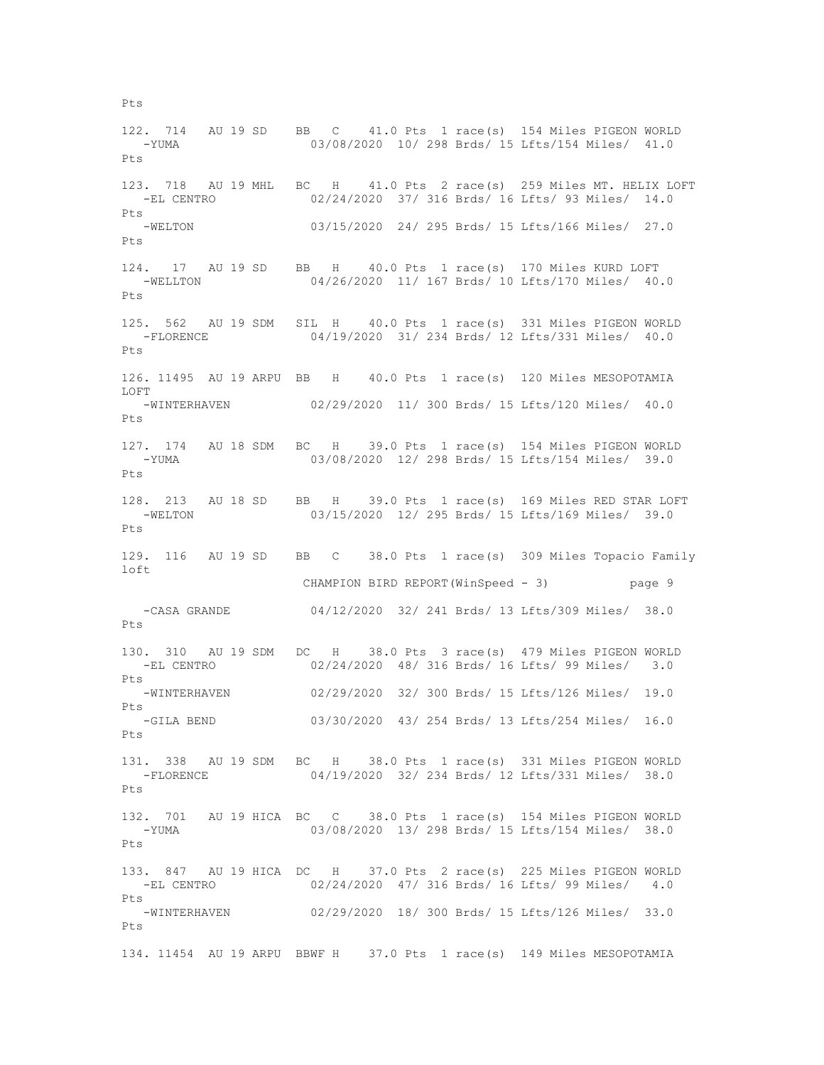```
Pts

122. 714   AU 19 SD    BB   C    41.0 Pts  1 race(s)  154 Miles PIGEON WORLD
   -YUMA                03/08/2020  10/ 298 Brds/ 15 Lfts/154 Miles/  41.0
Pts

123. 718   AU 19 MHL   BC   H    41.0 Pts  2 race(s)  259 Miles MT. HELIX LOFT
   -EL CENTRO           02/24/2020  37/ 316 Brds/ 16 Lfts/ 93 Miles/  14.0
Pts
   -WELTON              03/15/2020  24/ 295 Brds/ 15 Lfts/166 Miles/  27.0
Pts

124.  17   AU 19 SD    BB   H    40.0 Pts  1 race(s)  170 Miles KURD LOFT
   -WELLTON             04/26/2020  11/ 167 Brds/ 10 Lfts/170 Miles/  40.0
Pts

125. 562   AU 19 SDM   SIL  H    40.0 Pts  1 race(s)  331 Miles PIGEON WORLD
   -FLORENCE            04/19/2020  31/ 234 Brds/ 12 Lfts/331 Miles/  40.0
Pts

126. 11495 AU 19 ARPU  BB   H    40.0 Pts  1 race(s)  120 Miles MESOPOTAMIA
LOFT
   -WINTERHAVEN         02/29/2020  11/ 300 Brds/ 15 Lfts/120 Miles/  40.0
Pts

127. 174   AU 18 SDM   BC   H    39.0 Pts  1 race(s)  154 Miles PIGEON WORLD
   -YUMA                03/08/2020  12/ 298 Brds/ 15 Lfts/154 Miles/  39.0
Pts

128. 213   AU 18 SD    BB   H    39.0 Pts  1 race(s)  169 Miles RED STAR LOFT
   -WELTON              03/15/2020  12/ 295 Brds/ 15 Lfts/169 Miles/  39.0
Pts

129. 116   AU 19 SD    BB   C    38.0 Pts  1 race(s)  309 Miles Topacio Family
loft
                        CHAMPION BIRD REPORT(WinSpeed - 3)          page 9

   -CASA GRANDE         04/12/2020  32/ 241 Brds/ 13 Lfts/309 Miles/  38.0
Pts

130. 310   AU 19 SDM   DC   H    38.0 Pts  3 race(s)  479 Miles PIGEON WORLD
   -EL CENTRO           02/24/2020  48/ 316 Brds/ 16 Lfts/ 99 Miles/   3.0
Pts
   -WINTERHAVEN         02/29/2020  32/ 300 Brds/ 15 Lfts/126 Miles/  19.0
Pts
   -GILA BEND           03/30/2020  43/ 254 Brds/ 13 Lfts/254 Miles/  16.0
Pts

131. 338   AU 19 SDM   BC   H    38.0 Pts  1 race(s)  331 Miles PIGEON WORLD
   -FLORENCE            04/19/2020  32/ 234 Brds/ 12 Lfts/331 Miles/  38.0
Pts

132. 701   AU 19 HICA  BC   C    38.0 Pts  1 race(s)  154 Miles PIGEON WORLD
   -YUMA                03/08/2020  13/ 298 Brds/ 15 Lfts/154 Miles/  38.0
Pts

133. 847   AU 19 HICA  DC   H    37.0 Pts  2 race(s)  225 Miles PIGEON WORLD
   -EL CENTRO           02/24/2020  47/ 316 Brds/ 16 Lfts/ 99 Miles/   4.0
Pts
   -WINTERHAVEN         02/29/2020  18/ 300 Brds/ 15 Lfts/126 Miles/  33.0
Pts

134. 11454 AU 19 ARPU  BBWF H    37.0 Pts  1 race(s)  149 Miles MESOPOTAMIA
```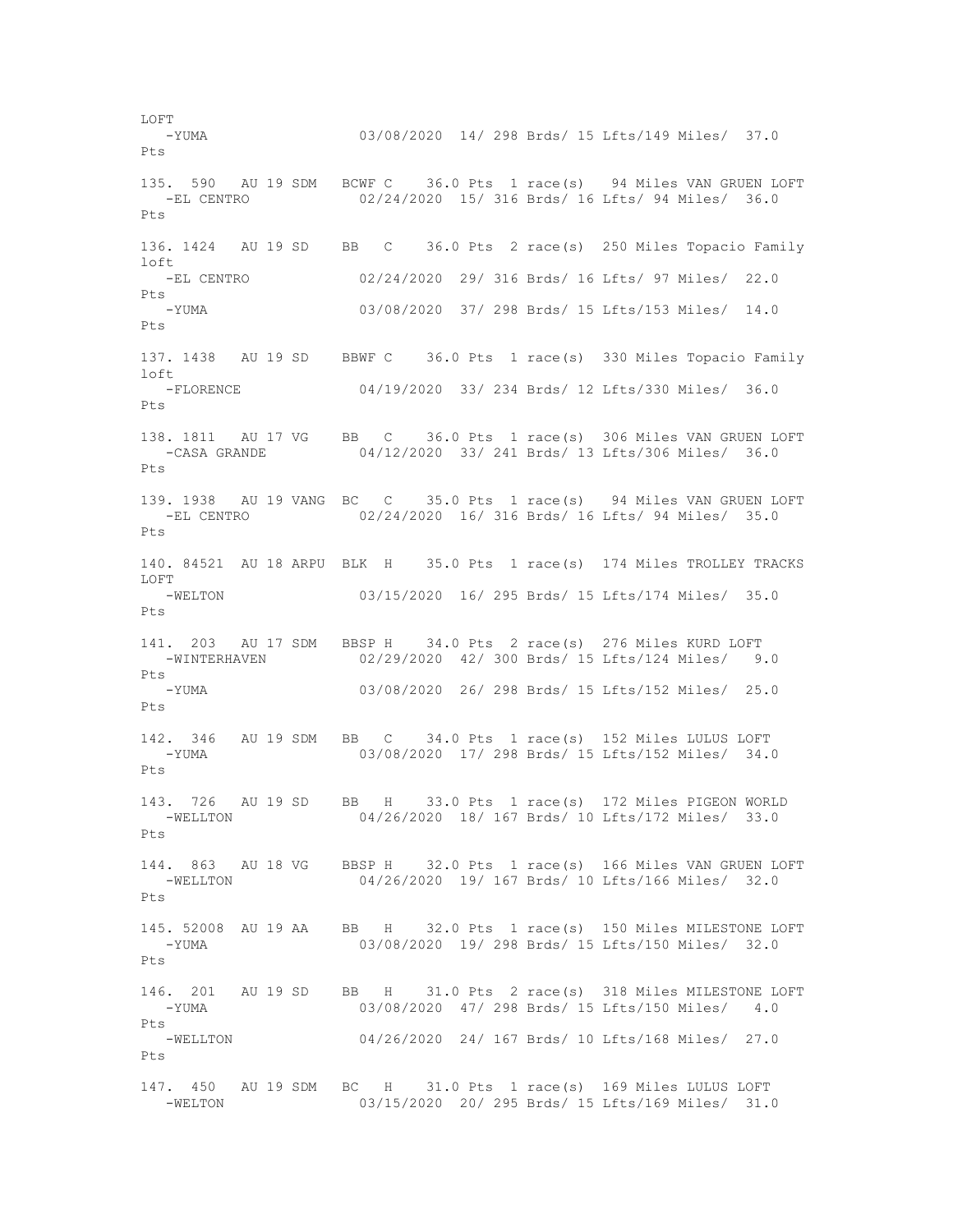LOFT
-YUMA 03/08/2020 14/ 298 Brds/ 15 Lfts/149 Miles/ 37.0 Pts

135. 590 AU 19 SDM BCWF C 36.0 Pts 1 race(s) 94 Miles VAN GRUEN LOFT
-EL CENTRO 02/24/2020 15/ 316 Brds/ 16 Lfts/ 94 Miles/ 36.0 Pts

136. 1424 AU 19 SD BB C 36.0 Pts 2 race(s) 250 Miles Topacio Family loft
-EL CENTRO 02/24/2020 29/ 316 Brds/ 16 Lfts/ 97 Miles/ 22.0 Pts
-YUMA 03/08/2020 37/ 298 Brds/ 15 Lfts/153 Miles/ 14.0 Pts

137. 1438 AU 19 SD BBWF C 36.0 Pts 1 race(s) 330 Miles Topacio Family loft
-FLORENCE 04/19/2020 33/ 234 Brds/ 12 Lfts/330 Miles/ 36.0 Pts

138. 1811 AU 17 VG BB C 36.0 Pts 1 race(s) 306 Miles VAN GRUEN LOFT
-CASA GRANDE 04/12/2020 33/ 241 Brds/ 13 Lfts/306 Miles/ 36.0 Pts

139. 1938 AU 19 VANG BC C 35.0 Pts 1 race(s) 94 Miles VAN GRUEN LOFT
-EL CENTRO 02/24/2020 16/ 316 Brds/ 16 Lfts/ 94 Miles/ 35.0 Pts

140. 84521 AU 18 ARPU BLK H 35.0 Pts 1 race(s) 174 Miles TROLLEY TRACKS LOFT
-WELTON 03/15/2020 16/ 295 Brds/ 15 Lfts/174 Miles/ 35.0 Pts

141. 203 AU 17 SDM BBSP H 34.0 Pts 2 race(s) 276 Miles KURD LOFT
-WINTERHAVEN 02/29/2020 42/ 300 Brds/ 15 Lfts/124 Miles/ 9.0 Pts
-YUMA 03/08/2020 26/ 298 Brds/ 15 Lfts/152 Miles/ 25.0 Pts

142. 346 AU 19 SDM BB C 34.0 Pts 1 race(s) 152 Miles LULUS LOFT
-YUMA 03/08/2020 17/ 298 Brds/ 15 Lfts/152 Miles/ 34.0 Pts

143. 726 AU 19 SD BB H 33.0 Pts 1 race(s) 172 Miles PIGEON WORLD
-WELLTON 04/26/2020 18/ 167 Brds/ 10 Lfts/172 Miles/ 33.0 Pts

144. 863 AU 18 VG BBSP H 32.0 Pts 1 race(s) 166 Miles VAN GRUEN LOFT
-WELLTON 04/26/2020 19/ 167 Brds/ 10 Lfts/166 Miles/ 32.0 Pts

145. 52008 AU 19 AA BB H 32.0 Pts 1 race(s) 150 Miles MILESTONE LOFT
-YUMA 03/08/2020 19/ 298 Brds/ 15 Lfts/150 Miles/ 32.0 Pts

146. 201 AU 19 SD BB H 31.0 Pts 2 race(s) 318 Miles MILESTONE LOFT
-YUMA 03/08/2020 47/ 298 Brds/ 15 Lfts/150 Miles/ 4.0 Pts
-WELLTON 04/26/2020 24/ 167 Brds/ 10 Lfts/168 Miles/ 27.0 Pts

147. 450 AU 19 SDM BC H 31.0 Pts 1 race(s) 169 Miles LULUS LOFT
-WELTON 03/15/2020 20/ 295 Brds/ 15 Lfts/169 Miles/ 31.0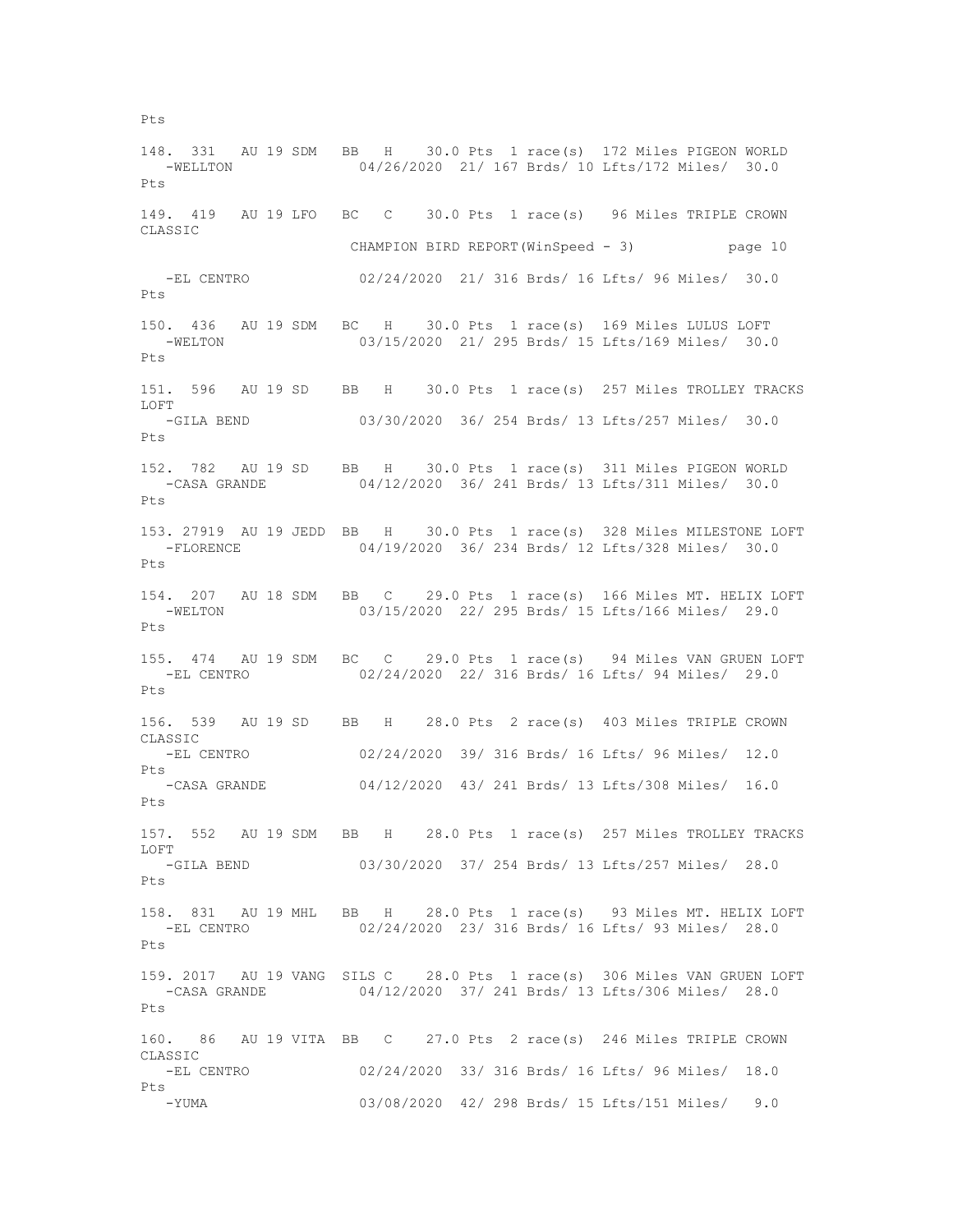Pts

148. 331 AU 19 SDM BB H 30.0 Pts 1 race(s) 172 Miles PIGEON WORLD
   -WELLTON 04/26/2020 21/ 167 Brds/ 10 Lfts/172 Miles/ 30.0 Pts

149. 419 AU 19 LFO BC C 30.0 Pts 1 race(s) 96 Miles TRIPLE CROWN CLASSIC
   -EL CENTRO 02/24/2020 21/ 316 Brds/ 16 Lfts/ 96 Miles/ 30.0 Pts

150. 436 AU 19 SDM BC H 30.0 Pts 1 race(s) 169 Miles LULUS LOFT
   -WELTON 03/15/2020 21/ 295 Brds/ 15 Lfts/169 Miles/ 30.0 Pts

151. 596 AU 19 SD BB H 30.0 Pts 1 race(s) 257 Miles TROLLEY TRACKS LOFT
   -GILA BEND 03/30/2020 36/ 254 Brds/ 13 Lfts/257 Miles/ 30.0 Pts

152. 782 AU 19 SD BB H 30.0 Pts 1 race(s) 311 Miles PIGEON WORLD
   -CASA GRANDE 04/12/2020 36/ 241 Brds/ 13 Lfts/311 Miles/ 30.0 Pts

153. 27919 AU 19 JEDD BB H 30.0 Pts 1 race(s) 328 Miles MILESTONE LOFT
   -FLORENCE 04/19/2020 36/ 234 Brds/ 12 Lfts/328 Miles/ 30.0 Pts

154. 207 AU 18 SDM BB C 29.0 Pts 1 race(s) 166 Miles MT. HELIX LOFT
   -WELTON 03/15/2020 22/ 295 Brds/ 15 Lfts/166 Miles/ 29.0 Pts

155. 474 AU 19 SDM BC C 29.0 Pts 1 race(s) 94 Miles VAN GRUEN LOFT
   -EL CENTRO 02/24/2020 22/ 316 Brds/ 16 Lfts/ 94 Miles/ 29.0 Pts

156. 539 AU 19 SD BB H 28.0 Pts 2 race(s) 403 Miles TRIPLE CROWN CLASSIC
   -EL CENTRO 02/24/2020 39/ 316 Brds/ 16 Lfts/ 96 Miles/ 12.0 Pts
   -CASA GRANDE 04/12/2020 43/ 241 Brds/ 13 Lfts/308 Miles/ 16.0 Pts

157. 552 AU 19 SDM BB H 28.0 Pts 1 race(s) 257 Miles TROLLEY TRACKS LOFT
   -GILA BEND 03/30/2020 37/ 254 Brds/ 13 Lfts/257 Miles/ 28.0 Pts

158. 831 AU 19 MHL BB H 28.0 Pts 1 race(s) 93 Miles MT. HELIX LOFT
   -EL CENTRO 02/24/2020 23/ 316 Brds/ 16 Lfts/ 93 Miles/ 28.0 Pts

159. 2017 AU 19 VANG SILS C 28.0 Pts 1 race(s) 306 Miles VAN GRUEN LOFT
   -CASA GRANDE 04/12/2020 37/ 241 Brds/ 13 Lfts/306 Miles/ 28.0 Pts

160. 86 AU 19 VITA BB C 27.0 Pts 2 race(s) 246 Miles TRIPLE CROWN CLASSIC
   -EL CENTRO 02/24/2020 33/ 316 Brds/ 16 Lfts/ 96 Miles/ 18.0 Pts
   -YUMA 03/08/2020 42/ 298 Brds/ 15 Lfts/151 Miles/ 9.0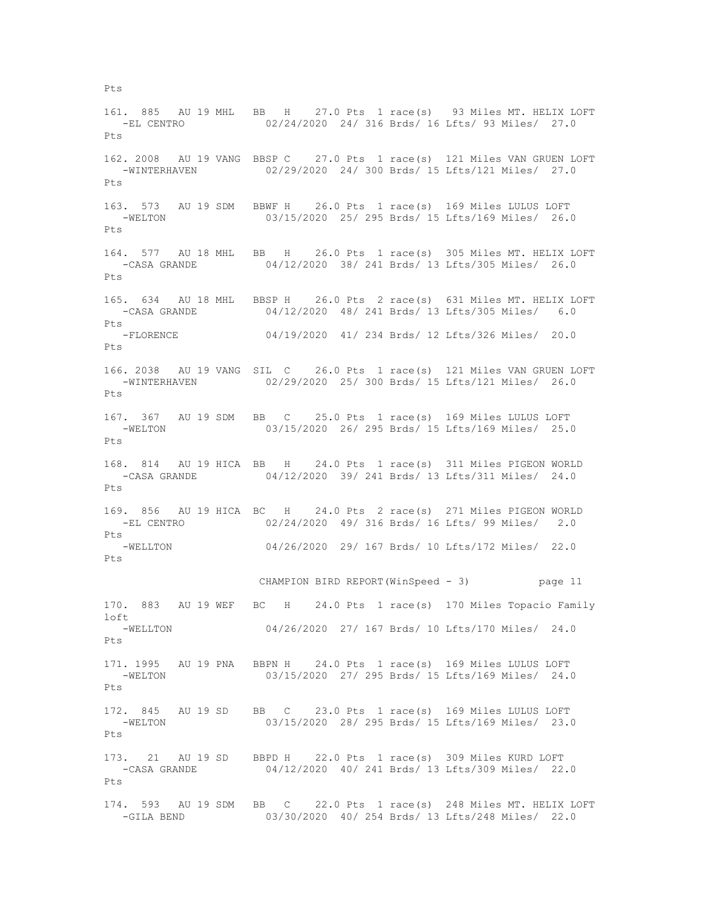Pts

```
161. 885   AU 19 MHL   BB   H    27.0 Pts  1 race(s)   93 Miles MT. HELIX LOFT
   -EL CENTRO            02/24/2020  24/ 316 Brds/ 16 Lfts/ 93 Miles/  27.0
Pts

162. 2008  AU 19 VANG  BBSP C    27.0 Pts  1 race(s)  121 Miles VAN GRUEN LOFT
   -WINTERHAVEN          02/29/2020  24/ 300 Brds/ 15 Lfts/121 Miles/  27.0
Pts

163. 573   AU 19 SDM   BBWF H    26.0 Pts  1 race(s)  169 Miles LULUS LOFT
   -WELTON               03/15/2020  25/ 295 Brds/ 15 Lfts/169 Miles/  26.0
Pts

164. 577   AU 18 MHL   BB   H    26.0 Pts  1 race(s)  305 Miles MT. HELIX LOFT
   -CASA GRANDE          04/12/2020  38/ 241 Brds/ 13 Lfts/305 Miles/  26.0
Pts

165. 634   AU 18 MHL   BBSP H    26.0 Pts  2 race(s)  631 Miles MT. HELIX LOFT
   -CASA GRANDE          04/12/2020  48/ 241 Brds/ 13 Lfts/305 Miles/   6.0
Pts
   -FLORENCE             04/19/2020  41/ 234 Brds/ 12 Lfts/326 Miles/  20.0
Pts

166. 2038  AU 19 VANG  SIL  C    26.0 Pts  1 race(s)  121 Miles VAN GRUEN LOFT
   -WINTERHAVEN          02/29/2020  25/ 300 Brds/ 15 Lfts/121 Miles/  26.0
Pts

167. 367   AU 19 SDM   BB   C    25.0 Pts  1 race(s)  169 Miles LULUS LOFT
   -WELTON               03/15/2020  26/ 295 Brds/ 15 Lfts/169 Miles/  25.0
Pts

168. 814   AU 19 HICA  BB   H    24.0 Pts  1 race(s)  311 Miles PIGEON WORLD
   -CASA GRANDE          04/12/2020  39/ 241 Brds/ 13 Lfts/311 Miles/  24.0
Pts

169. 856   AU 19 HICA  BC   H    24.0 Pts  2 race(s)  271 Miles PIGEON WORLD
   -EL CENTRO            02/24/2020  49/ 316 Brds/ 16 Lfts/ 99 Miles/   2.0
Pts
   -WELLTON              04/26/2020  29/ 167 Brds/ 10 Lfts/172 Miles/  22.0
Pts

                    CHAMPION BIRD REPORT(WinSpeed - 3)          page 11

170. 883   AU 19 WEF   BC   H    24.0 Pts  1 race(s)  170 Miles Topacio Family
loft
   -WELLTON              04/26/2020  27/ 167 Brds/ 10 Lfts/170 Miles/  24.0
Pts

171. 1995  AU 19 PNA   BBPN H    24.0 Pts  1 race(s)  169 Miles LULUS LOFT
   -WELTON               03/15/2020  27/ 295 Brds/ 15 Lfts/169 Miles/  24.0
Pts

172. 845   AU 19 SD    BB   C    23.0 Pts  1 race(s)  169 Miles LULUS LOFT
   -WELTON               03/15/2020  28/ 295 Brds/ 15 Lfts/169 Miles/  23.0
Pts

173.  21   AU 19 SD    BBPD H    22.0 Pts  1 race(s)  309 Miles KURD LOFT
   -CASA GRANDE          04/12/2020  40/ 241 Brds/ 13 Lfts/309 Miles/  22.0
Pts

174. 593   AU 19 SDM   BB   C    22.0 Pts  1 race(s)  248 Miles MT. HELIX LOFT
   -GILA BEND            03/30/2020  40/ 254 Brds/ 13 Lfts/248 Miles/  22.0
```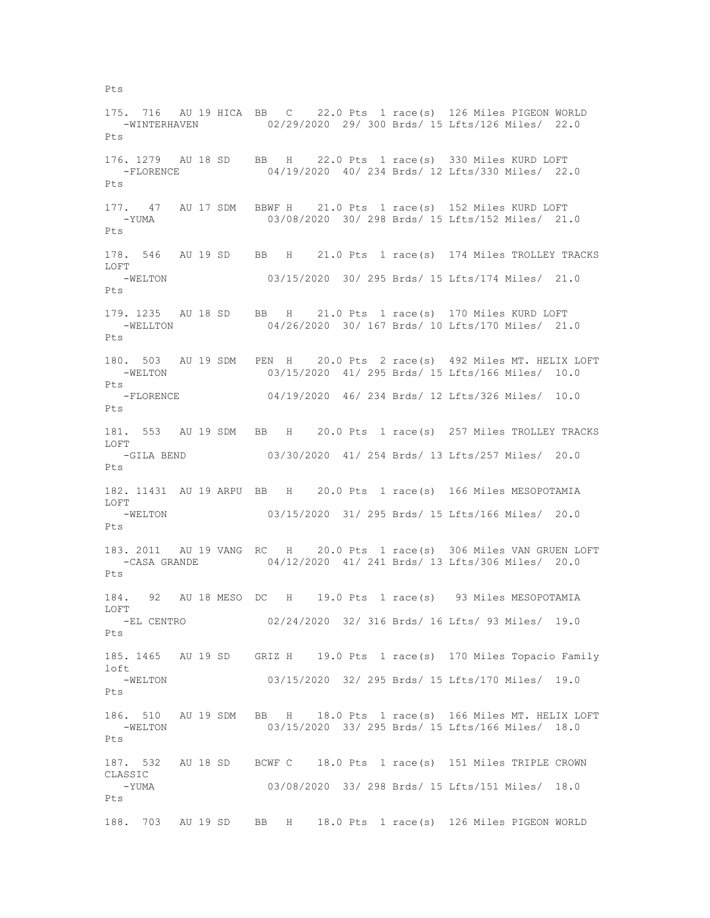```
Pts

175. 716   AU 19 HICA  BB   C    22.0 Pts  1 race(s)  126 Miles PIGEON WORLD
   -WINTERHAVEN           02/29/2020  29/ 300 Brds/ 15 Lfts/126 Miles/  22.0
Pts

176. 1279  AU 18 SD    BB   H    22.0 Pts  1 race(s)  330 Miles KURD LOFT
   -FLORENCE              04/19/2020  40/ 234 Brds/ 12 Lfts/330 Miles/  22.0
Pts

177.  47   AU 17 SDM   BBWF H    21.0 Pts  1 race(s)  152 Miles KURD LOFT
   -YUMA                  03/08/2020  30/ 298 Brds/ 15 Lfts/152 Miles/  21.0
Pts

178. 546   AU 19 SD    BB   H    21.0 Pts  1 race(s)  174 Miles TROLLEY TRACKS
LOFT
   -WELTON                03/15/2020  30/ 295 Brds/ 15 Lfts/174 Miles/  21.0
Pts

179. 1235  AU 18 SD    BB   H    21.0 Pts  1 race(s)  170 Miles KURD LOFT
   -WELLTON               04/26/2020  30/ 167 Brds/ 10 Lfts/170 Miles/  21.0
Pts

180. 503   AU 19 SDM   PEN  H    20.0 Pts  2 race(s)  492 Miles MT. HELIX LOFT
   -WELTON                03/15/2020  41/ 295 Brds/ 15 Lfts/166 Miles/  10.0
Pts
   -FLORENCE              04/19/2020  46/ 234 Brds/ 12 Lfts/326 Miles/  10.0
Pts

181. 553   AU 19 SDM   BB   H    20.0 Pts  1 race(s)  257 Miles TROLLEY TRACKS
LOFT
   -GILA BEND             03/30/2020  41/ 254 Brds/ 13 Lfts/257 Miles/  20.0
Pts

182. 11431 AU 19 ARPU  BB   H    20.0 Pts  1 race(s)  166 Miles MESOPOTAMIA
LOFT
   -WELTON                03/15/2020  31/ 295 Brds/ 15 Lfts/166 Miles/  20.0
Pts

183. 2011  AU 19 VANG  RC   H    20.0 Pts  1 race(s)  306 Miles VAN GRUEN LOFT
   -CASA GRANDE           04/12/2020  41/ 241 Brds/ 13 Lfts/306 Miles/  20.0
Pts

184.  92   AU 18 MESO  DC   H    19.0 Pts  1 race(s)   93 Miles MESOPOTAMIA
LOFT
   -EL CENTRO             02/24/2020  32/ 316 Brds/ 16 Lfts/ 93 Miles/  19.0
Pts

185. 1465  AU 19 SD    GRIZ H    19.0 Pts  1 race(s)  170 Miles Topacio Family
loft
   -WELTON                03/15/2020  32/ 295 Brds/ 15 Lfts/170 Miles/  19.0
Pts

186. 510   AU 19 SDM   BB   H    18.0 Pts  1 race(s)  166 Miles MT. HELIX LOFT
   -WELTON                03/15/2020  33/ 295 Brds/ 15 Lfts/166 Miles/  18.0
Pts

187. 532   AU 18 SD    BCWF C    18.0 Pts  1 race(s)  151 Miles TRIPLE CROWN
CLASSIC
   -YUMA                  03/08/2020  33/ 298 Brds/ 15 Lfts/151 Miles/  18.0
Pts

188. 703   AU 19 SD    BB   H    18.0 Pts  1 race(s)  126 Miles PIGEON WORLD
```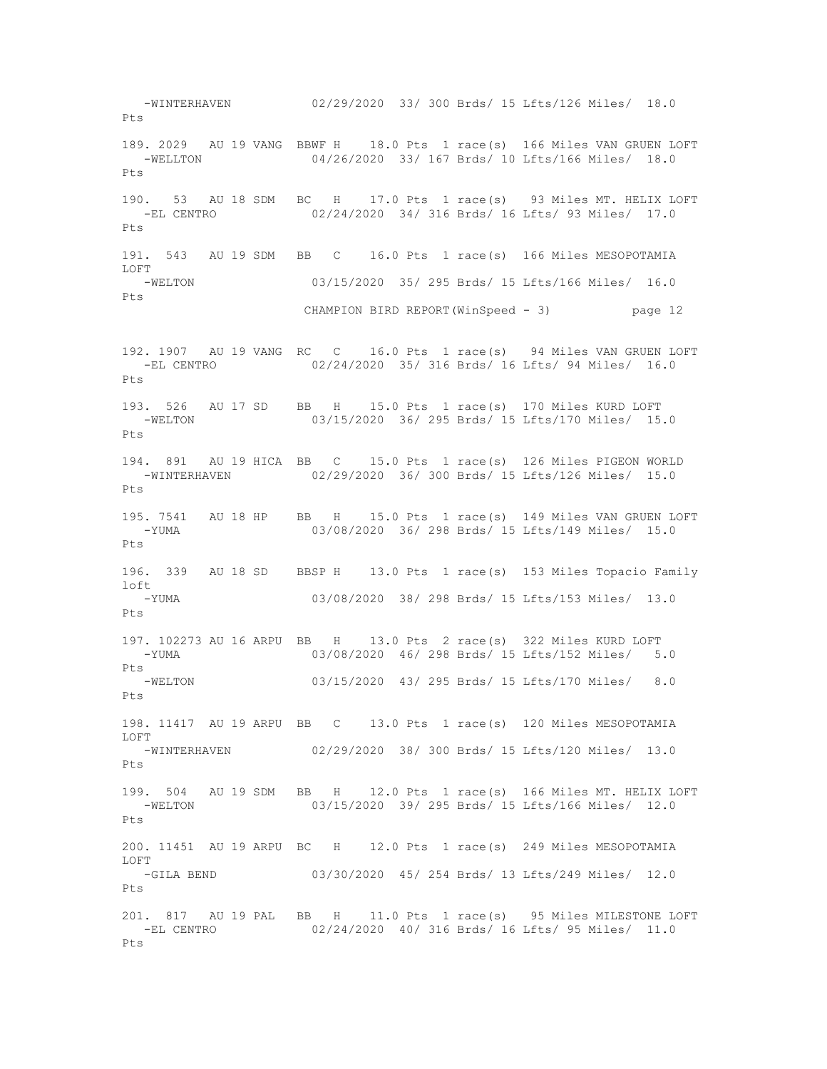```
   -WINTERHAVEN          02/29/2020  33/ 300 Brds/ 15 Lfts/126 Miles/  18.0 Pts

189. 2029   AU 19 VANG  BBWF H    18.0 Pts  1 race(s)  166 Miles VAN GRUEN LOFT
   -WELLTON              04/26/2020  33/ 167 Brds/ 10 Lfts/166 Miles/  18.0 Pts

190.  53   AU 18 SDM   BC   H    17.0 Pts  1 race(s)   93 Miles MT. HELIX LOFT
   -EL CENTRO            02/24/2020  34/ 316 Brds/ 16 Lfts/ 93 Miles/  17.0 Pts

191.  543   AU 19 SDM   BB   C    16.0 Pts  1 race(s)  166 Miles MESOPOTAMIA LOFT
   -WELTON               03/15/2020  35/ 295 Brds/ 15 Lfts/166 Miles/  16.0 Pts

                        CHAMPION BIRD REPORT(WinSpeed - 3)          page 12

192. 1907   AU 19 VANG  RC   C    16.0 Pts  1 race(s)   94 Miles VAN GRUEN LOFT
   -EL CENTRO            02/24/2020  35/ 316 Brds/ 16 Lfts/ 94 Miles/  16.0 Pts

193.  526   AU 17 SD    BB   H    15.0 Pts  1 race(s)  170 Miles KURD LOFT
   -WELTON               03/15/2020  36/ 295 Brds/ 15 Lfts/170 Miles/  15.0 Pts

194.  891   AU 19 HICA  BB   C    15.0 Pts  1 race(s)  126 Miles PIGEON WORLD
   -WINTERHAVEN          02/29/2020  36/ 300 Brds/ 15 Lfts/126 Miles/  15.0 Pts

195. 7541   AU 18 HP    BB   H    15.0 Pts  1 race(s)  149 Miles VAN GRUEN LOFT
   -YUMA                 03/08/2020  36/ 298 Brds/ 15 Lfts/149 Miles/  15.0 Pts

196.  339   AU 18 SD    BBSP H    13.0 Pts  1 race(s)  153 Miles Topacio Family loft
   -YUMA                 03/08/2020  38/ 298 Brds/ 15 Lfts/153 Miles/  13.0 Pts

197. 102273 AU 16 ARPU  BB   H    13.0 Pts  2 race(s)  322 Miles KURD LOFT
   -YUMA                 03/08/2020  46/ 298 Brds/ 15 Lfts/152 Miles/   5.0 Pts
   -WELTON               03/15/2020  43/ 295 Brds/ 15 Lfts/170 Miles/   8.0 Pts

198. 11417  AU 19 ARPU  BB   C    13.0 Pts  1 race(s)  120 Miles MESOPOTAMIA LOFT
   -WINTERHAVEN          02/29/2020  38/ 300 Brds/ 15 Lfts/120 Miles/  13.0 Pts

199.  504   AU 19 SDM   BB   H    12.0 Pts  1 race(s)  166 Miles MT. HELIX LOFT
   -WELTON               03/15/2020  39/ 295 Brds/ 15 Lfts/166 Miles/  12.0 Pts

200. 11451  AU 19 ARPU  BC   H    12.0 Pts  1 race(s)  249 Miles MESOPOTAMIA LOFT
   -GILA BEND            03/30/2020  45/ 254 Brds/ 13 Lfts/249 Miles/  12.0 Pts

201.  817   AU 19 PAL   BB   H    11.0 Pts  1 race(s)   95 Miles MILESTONE LOFT
   -EL CENTRO            02/24/2020  40/ 316 Brds/ 16 Lfts/ 95 Miles/  11.0 Pts
```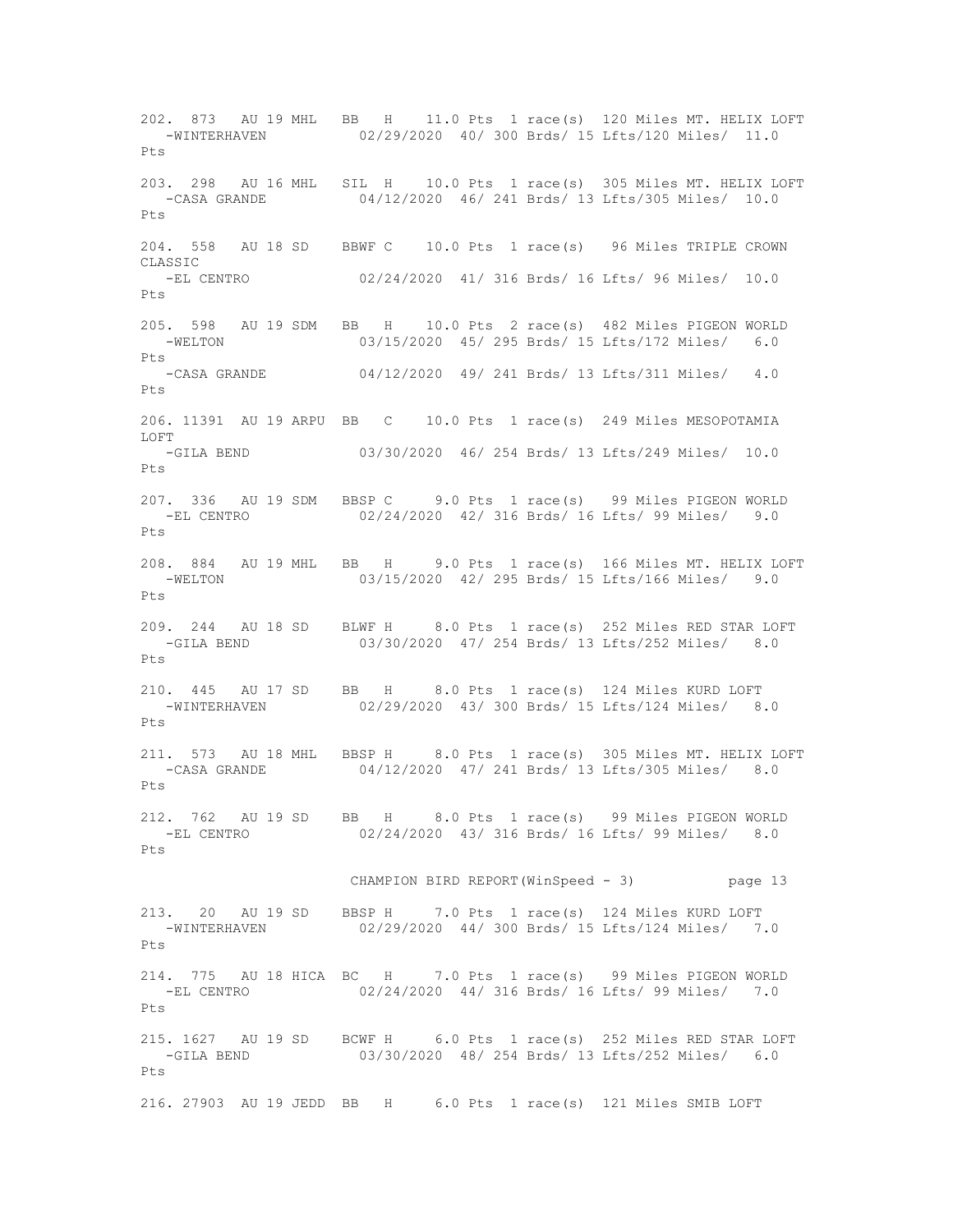```
202. 873   AU 19 MHL   BB   H    11.0 Pts  1 race(s)  120 Miles MT. HELIX LOFT
   -WINTERHAVEN          02/29/2020  40/ 300 Brds/ 15 Lfts/120 Miles/  11.0
Pts

203. 298   AU 16 MHL   SIL  H    10.0 Pts  1 race(s)  305 Miles MT. HELIX LOFT
   -CASA GRANDE          04/12/2020  46/ 241 Brds/ 13 Lfts/305 Miles/  10.0
Pts

204. 558   AU 18 SD    BBWF C    10.0 Pts  1 race(s)   96 Miles TRIPLE CROWN
CLASSIC
   -EL CENTRO            02/24/2020  41/ 316 Brds/ 16 Lfts/ 96 Miles/  10.0
Pts

205. 598   AU 19 SDM   BB   H    10.0 Pts  2 race(s)  482 Miles PIGEON WORLD
   -WELTON               03/15/2020  45/ 295 Brds/ 15 Lfts/172 Miles/   6.0
Pts
   -CASA GRANDE          04/12/2020  49/ 241 Brds/ 13 Lfts/311 Miles/   4.0
Pts

206. 11391 AU 19 ARPU  BB   C    10.0 Pts  1 race(s)  249 Miles MESOPOTAMIA
LOFT
   -GILA BEND            03/30/2020  46/ 254 Brds/ 13 Lfts/249 Miles/  10.0
Pts

207. 336   AU 19 SDM   BBSP C     9.0 Pts  1 race(s)   99 Miles PIGEON WORLD
   -EL CENTRO            02/24/2020  42/ 316 Brds/ 16 Lfts/ 99 Miles/   9.0
Pts

208. 884   AU 19 MHL   BB   H     9.0 Pts  1 race(s)  166 Miles MT. HELIX LOFT
   -WELTON               03/15/2020  42/ 295 Brds/ 15 Lfts/166 Miles/   9.0
Pts

209. 244   AU 18 SD    BLWF H     8.0 Pts  1 race(s)  252 Miles RED STAR LOFT
   -GILA BEND            03/30/2020  47/ 254 Brds/ 13 Lfts/252 Miles/   8.0
Pts

210. 445   AU 17 SD    BB   H     8.0 Pts  1 race(s)  124 Miles KURD LOFT
   -WINTERHAVEN          02/29/2020  43/ 300 Brds/ 15 Lfts/124 Miles/   8.0
Pts

211. 573   AU 18 MHL   BBSP H     8.0 Pts  1 race(s)  305 Miles MT. HELIX LOFT
   -CASA GRANDE          04/12/2020  47/ 241 Brds/ 13 Lfts/305 Miles/   8.0
Pts

212. 762   AU 19 SD    BB   H     8.0 Pts  1 race(s)   99 Miles PIGEON WORLD
   -EL CENTRO            02/24/2020  43/ 316 Brds/ 16 Lfts/ 99 Miles/   8.0
Pts

                      CHAMPION BIRD REPORT(WinSpeed - 3)          page 13

213.  20   AU 19 SD    BBSP H     7.0 Pts  1 race(s)  124 Miles KURD LOFT
   -WINTERHAVEN          02/29/2020  44/ 300 Brds/ 15 Lfts/124 Miles/   7.0
Pts

214. 775   AU 18 HICA  BC   H     7.0 Pts  1 race(s)   99 Miles PIGEON WORLD
   -EL CENTRO            02/24/2020  44/ 316 Brds/ 16 Lfts/ 99 Miles/   7.0
Pts

215. 1627  AU 19 SD    BCWF H     6.0 Pts  1 race(s)  252 Miles RED STAR LOFT
   -GILA BEND            03/30/2020  48/ 254 Brds/ 13 Lfts/252 Miles/   6.0
Pts

216. 27903 AU 19 JEDD  BB   H     6.0 Pts  1 race(s)  121 Miles SMIB LOFT
```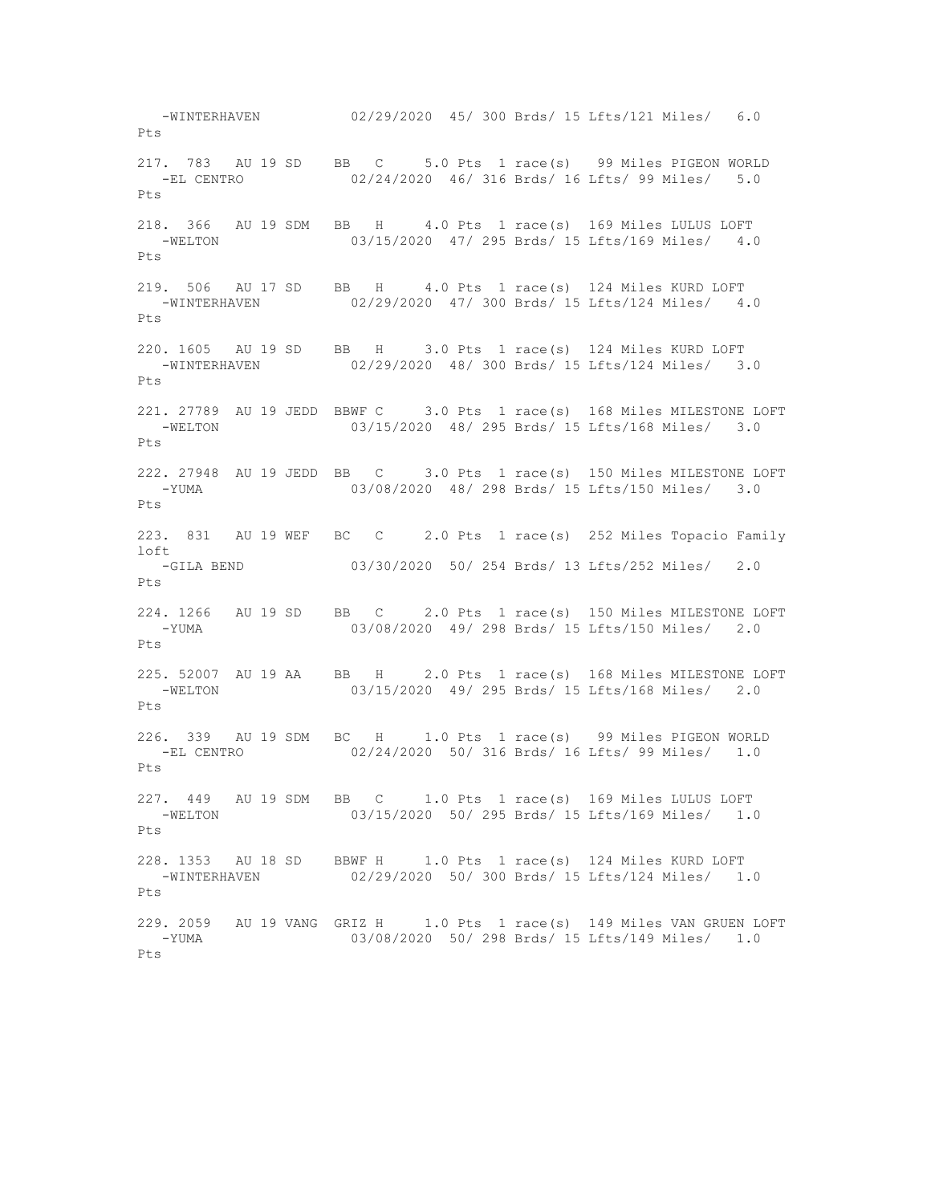-WINTERHAVEN 02/29/2020 45/ 300 Brds/ 15 Lfts/121 Miles/ 6.0 Pts

217. 783 AU 19 SD BB C 5.0 Pts 1 race(s) 99 Miles PIGEON WORLD
-EL CENTRO 02/24/2020 46/ 316 Brds/ 16 Lfts/ 99 Miles/ 5.0 Pts

218. 366 AU 19 SDM BB H 4.0 Pts 1 race(s) 169 Miles LULUS LOFT
-WELTON 03/15/2020 47/ 295 Brds/ 15 Lfts/169 Miles/ 4.0 Pts

219. 506 AU 17 SD BB H 4.0 Pts 1 race(s) 124 Miles KURD LOFT
-WINTERHAVEN 02/29/2020 47/ 300 Brds/ 15 Lfts/124 Miles/ 4.0 Pts

220. 1605 AU 19 SD BB H 3.0 Pts 1 race(s) 124 Miles KURD LOFT
-WINTERHAVEN 02/29/2020 48/ 300 Brds/ 15 Lfts/124 Miles/ 3.0 Pts

221. 27789 AU 19 JEDD BBWF C 3.0 Pts 1 race(s) 168 Miles MILESTONE LOFT
-WELTON 03/15/2020 48/ 295 Brds/ 15 Lfts/168 Miles/ 3.0 Pts

222. 27948 AU 19 JEDD BB C 3.0 Pts 1 race(s) 150 Miles MILESTONE LOFT
-YUMA 03/08/2020 48/ 298 Brds/ 15 Lfts/150 Miles/ 3.0 Pts

223. 831 AU 19 WEF BC C 2.0 Pts 1 race(s) 252 Miles Topacio Family loft
-GILA BEND 03/30/2020 50/ 254 Brds/ 13 Lfts/252 Miles/ 2.0 Pts

224. 1266 AU 19 SD BB C 2.0 Pts 1 race(s) 150 Miles MILESTONE LOFT
-YUMA 03/08/2020 49/ 298 Brds/ 15 Lfts/150 Miles/ 2.0 Pts

225. 52007 AU 19 AA BB H 2.0 Pts 1 race(s) 168 Miles MILESTONE LOFT
-WELTON 03/15/2020 49/ 295 Brds/ 15 Lfts/168 Miles/ 2.0 Pts

226. 339 AU 19 SDM BC H 1.0 Pts 1 race(s) 99 Miles PIGEON WORLD
-EL CENTRO 02/24/2020 50/ 316 Brds/ 16 Lfts/ 99 Miles/ 1.0 Pts

227. 449 AU 19 SDM BB C 1.0 Pts 1 race(s) 169 Miles LULUS LOFT
-WELTON 03/15/2020 50/ 295 Brds/ 15 Lfts/169 Miles/ 1.0 Pts

228. 1353 AU 18 SD BBWF H 1.0 Pts 1 race(s) 124 Miles KURD LOFT
-WINTERHAVEN 02/29/2020 50/ 300 Brds/ 15 Lfts/124 Miles/ 1.0 Pts

229. 2059 AU 19 VANG GRIZ H 1.0 Pts 1 race(s) 149 Miles VAN GRUEN LOFT
-YUMA 03/08/2020 50/ 298 Brds/ 15 Lfts/149 Miles/ 1.0 Pts